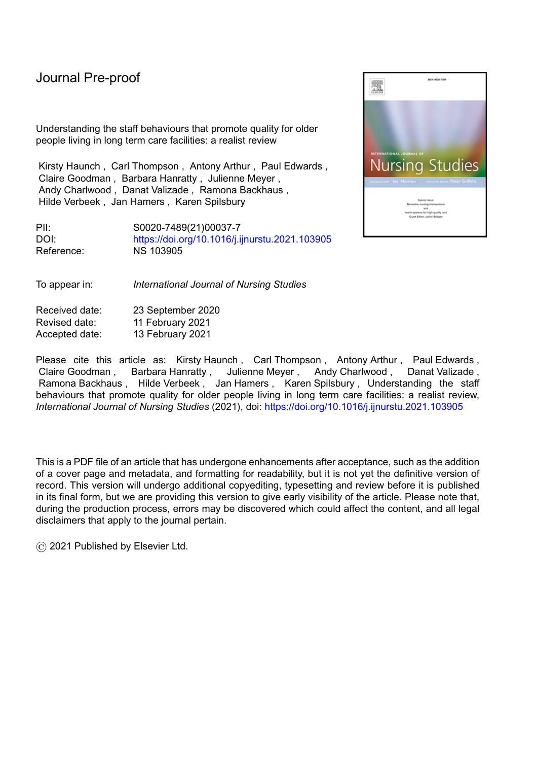Journal Pre-proof

Understanding the staff behaviours that promote quality for older people living in long term care facilities: a realist review

Kirsty Haunch , Carl Thompson , Antony Arthur , Paul Edwards , Claire Goodman , Barbara Hanratty , Julienne Meyer , Andy Charlwood , Danat Valizade , Ramona Backhaus , Hilde Verbeek , Jan Hamers , Karen Spilsbury

PII: S0020-7489(21)00037-7
DOI: https://doi.org/10.1016/j.ijnurstu.2021.103905
Reference: NS 103905

To appear in: *International Journal of Nursing Studies*

Received date: 23 September 2020
Revised date: 11 February 2021
Accepted date: 13 February 2021

Please cite this article as: Kirsty Haunch , Carl Thompson , Antony Arthur , Paul Edwards , Claire Goodman , Barbara Hanratty , Julienne Meyer , Andy Charlwood , Danat Valizade , Ramona Backhaus , Hilde Verbeek , Jan Hamers , Karen Spilsbury , Understanding the staff behaviours that promote quality for older people living in long term care facilities: a realist review, *International Journal of Nursing Studies* (2021), doi: https://doi.org/10.1016/j.ijnurstu.2021.103905

This is a PDF file of an article that has undergone enhancements after acceptance, such as the addition of a cover page and metadata, and formatting for readability, but it is not yet the definitive version of record. This version will undergo additional copyediting, typesetting and review before it is published in its final form, but we are providing this version to give early visibility of the article. Please note that, during the production process, errors may be discovered which could affect the content, and all legal disclaimers that apply to the journal pertain.

© 2021 Published by Elsevier Ltd.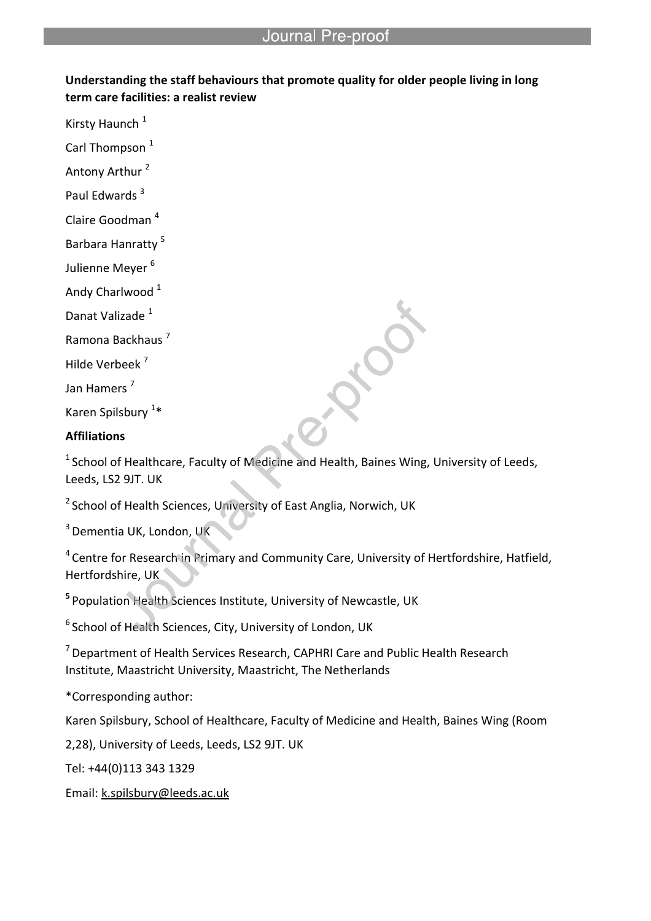**Understanding the staff behaviours that promote quality for older people living in long term care facilities: a realist review**

Kirsty Haunch [1]

Carl Thompson [1]

Antony Arthur [2]

Paul Edwards [3]

Claire Goodman [4]

Barbara Hanratty [5]

Julienne Meyer [6]

Andy Charlwood [1]

Danat Valizade [1]

Ramona Backhaus [7]

Hilde Verbeek [7]

Jan Hamers [7]

Karen Spilsbury [1]*

**Affiliations**

[1] School of Healthcare, Faculty of Medicine and Health, Baines Wing, University of Leeds, Leeds, LS2 9JT. UK

[2] School of Health Sciences, University of East Anglia, Norwich, UK

[3] Dementia UK, London, UK

[4] Centre for Research in Primary and Community Care, University of Hertfordshire, Hatfield, Hertfordshire, UK

[5] Population Health Sciences Institute, University of Newcastle, UK

[6] School of Health Sciences, City, University of London, UK

[7] Department of Health Services Research, CAPHRI Care and Public Health Research Institute, Maastricht University, Maastricht, The Netherlands

*Corresponding author:

Karen Spilsbury, School of Healthcare, Faculty of Medicine and Health, Baines Wing (Room 2,28), University of Leeds, Leeds, LS2 9JT. UK

Tel: +44(0)113 343 1329

Email: k.spilsbury@leeds.ac.uk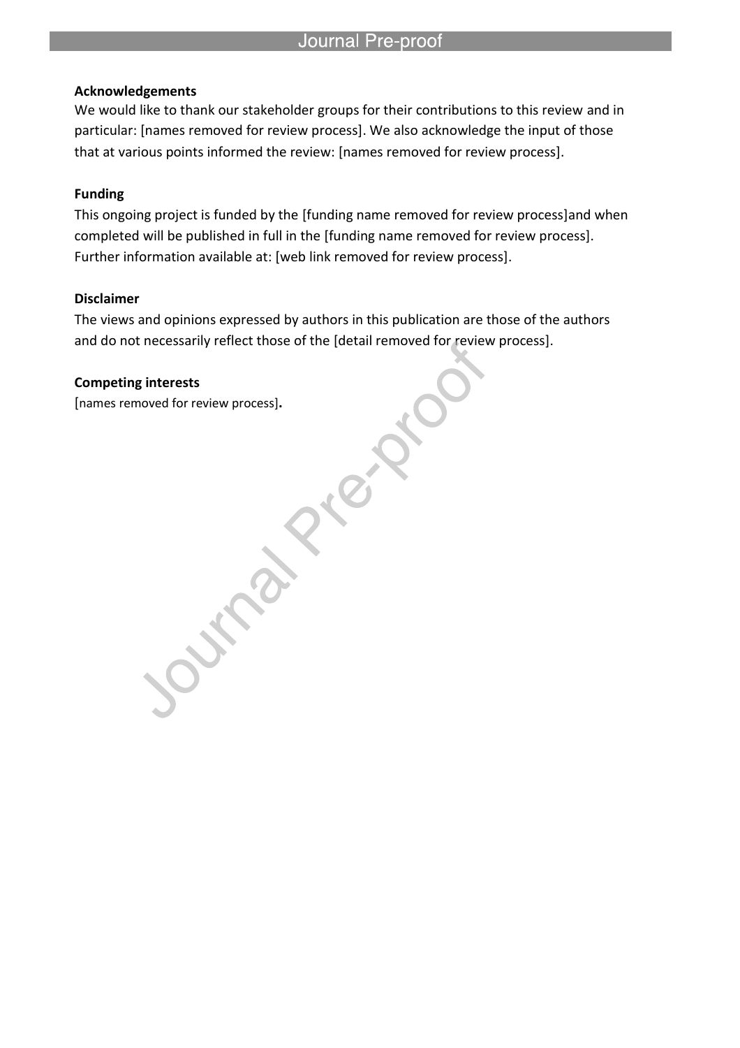**Acknowledgements**

We would like to thank our stakeholder groups for their contributions to this review and in particular: [names removed for review process]. We also acknowledge the input of those that at various points informed the review: [names removed for review process].

**Funding**

This ongoing project is funded by the [funding name removed for review process]and when completed will be published in full in the [funding name removed for review process]. Further information available at: [web link removed for review process].

**Disclaimer**

The views and opinions expressed by authors in this publication are those of the authors and do not necessarily reflect those of the [detail removed for review process].

**Competing interests**

[names removed for review process]**.**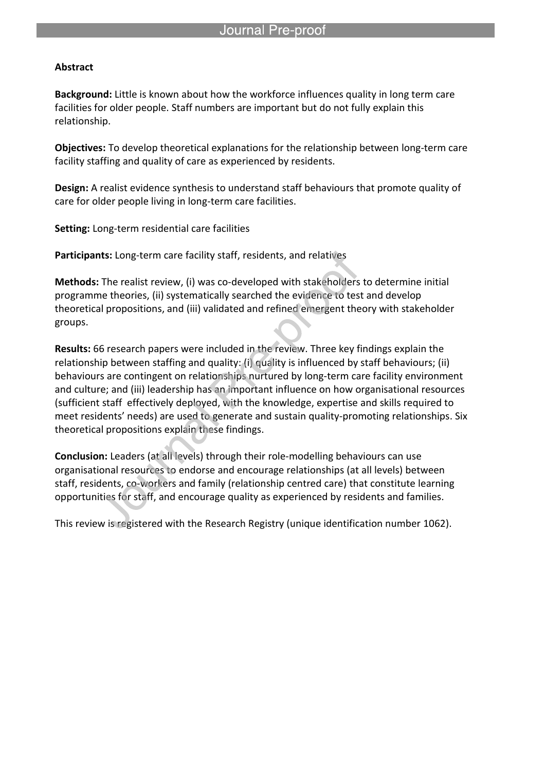## Abstract

**Background:** Little is known about how the workforce influences quality in long term care facilities for older people. Staff numbers are important but do not fully explain this relationship.

**Objectives:** To develop theoretical explanations for the relationship between long-term care facility staffing and quality of care as experienced by residents.

**Design:** A realist evidence synthesis to understand staff behaviours that promote quality of care for older people living in long-term care facilities.

**Setting:** Long-term residential care facilities

**Participants:** Long-term care facility staff, residents, and relatives

**Methods:** The realist review, (i) was co-developed with stakeholders to determine initial programme theories, (ii) systematically searched the evidence to test and develop theoretical propositions, and (iii) validated and refined emergent theory with stakeholder groups.

**Results:** 66 research papers were included in the review. Three key findings explain the relationship between staffing and quality: (i) quality is influenced by staff behaviours; (ii) behaviours are contingent on relationships nurtured by long-term care facility environment and culture; and (iii) leadership has an important influence on how organisational resources (sufficient staff effectively deployed, with the knowledge, expertise and skills required to meet residents' needs) are used to generate and sustain quality-promoting relationships. Six theoretical propositions explain these findings.

**Conclusion:** Leaders (at all levels) through their role-modelling behaviours can use organisational resources to endorse and encourage relationships (at all levels) between staff, residents, co-workers and family (relationship centred care) that constitute learning opportunities for staff, and encourage quality as experienced by residents and families.

This review is registered with the Research Registry (unique identification number 1062).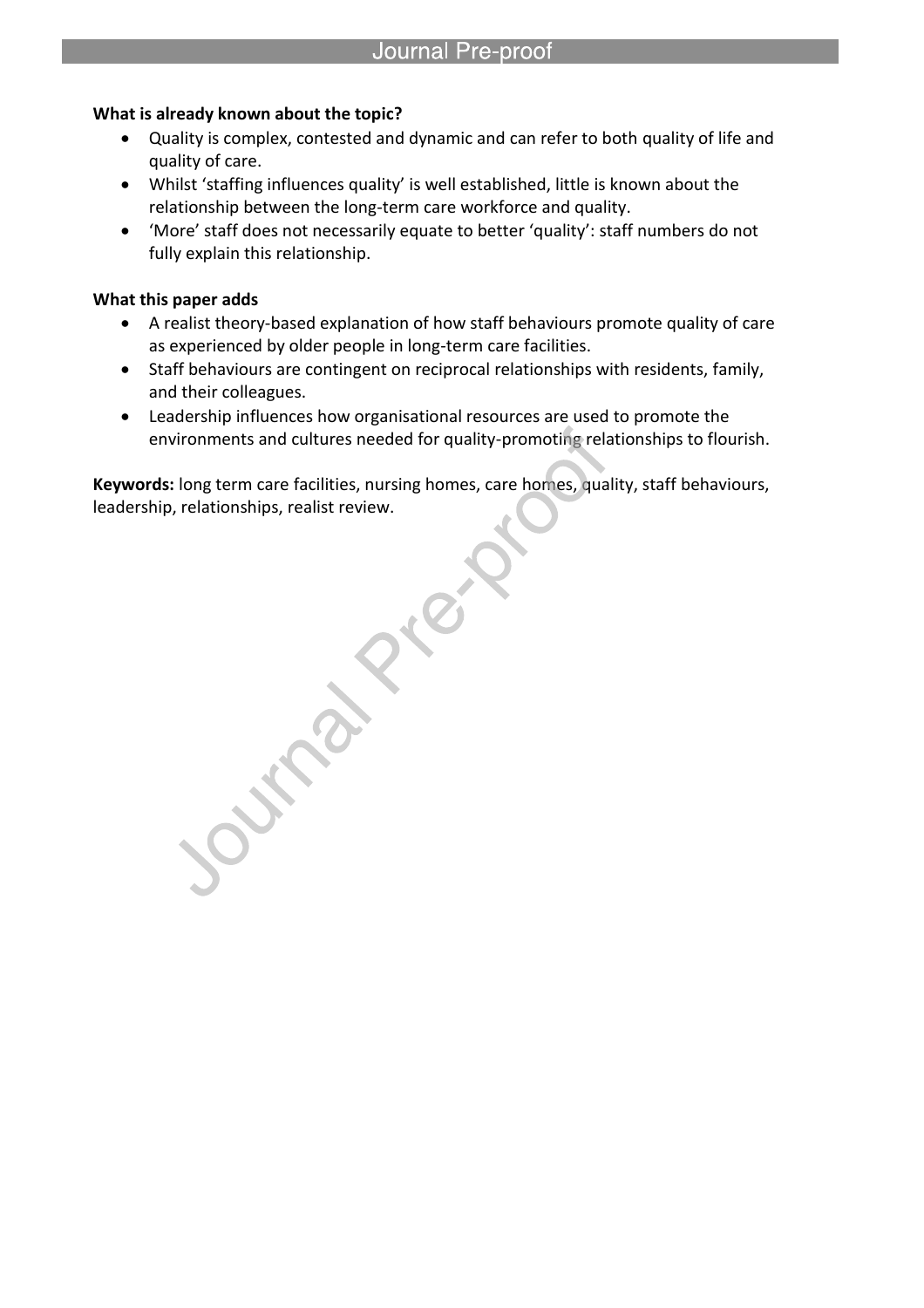**What is already known about the topic?**

- Quality is complex, contested and dynamic and can refer to both quality of life and quality of care.
- Whilst 'staffing influences quality' is well established, little is known about the relationship between the long-term care workforce and quality.
- 'More' staff does not necessarily equate to better 'quality': staff numbers do not fully explain this relationship.

**What this paper adds**

- A realist theory-based explanation of how staff behaviours promote quality of care as experienced by older people in long-term care facilities.
- Staff behaviours are contingent on reciprocal relationships with residents, family, and their colleagues.
- Leadership influences how organisational resources are used to promote the environments and cultures needed for quality-promoting relationships to flourish.

**Keywords:** long term care facilities, nursing homes, care homes, quality, staff behaviours, leadership, relationships, realist review.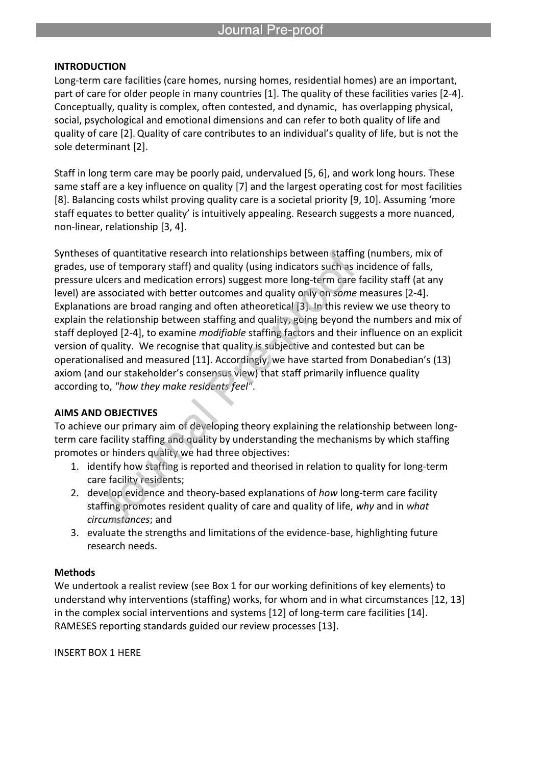## INTRODUCTION

Long-term care facilities (care homes, nursing homes, residential homes) are an important, part of care for older people in many countries [1]. The quality of these facilities varies [2-4]. Conceptually, quality is complex, often contested, and dynamic, has overlapping physical, social, psychological and emotional dimensions and can refer to both quality of life and quality of care [2]. Quality of care contributes to an individual's quality of life, but is not the sole determinant [2].

Staff in long term care may be poorly paid, undervalued [5, 6], and work long hours. These same staff are a key influence on quality [7] and the largest operating cost for most facilities [8]. Balancing costs whilst proving quality care is a societal priority [9, 10]. Assuming 'more staff equates to better quality' is intuitively appealing. Research suggests a more nuanced, non-linear, relationship [3, 4].

Syntheses of quantitative research into relationships between staffing (numbers, mix of grades, use of temporary staff) and quality (using indicators such as incidence of falls, pressure ulcers and medication errors) suggest more long-term care facility staff (at any level) are associated with better outcomes and quality only on *some* measures [2-4]. Explanations are broad ranging and often atheoretical [3]. In this review we use theory to explain the relationship between staffing and quality, going beyond the numbers and mix of staff deployed [2-4], to examine *modifiable* staffing factors and their influence on an explicit version of quality. We recognise that quality is subjective and contested but can be operationalised and measured [11]. Accordingly, we have started from Donabedian's (13) axiom (and our stakeholder's consensus view) that staff primarily influence quality according to, *"how they make residents feel"*.

## AIMS AND OBJECTIVES

To achieve our primary aim of developing theory explaining the relationship between long-term care facility staffing and quality by understanding the mechanisms by which staffing promotes or hinders quality we had three objectives:

1. identify how staffing is reported and theorised in relation to quality for long-term care facility residents;
2. develop evidence and theory-based explanations of *how* long-term care facility staffing promotes resident quality of care and quality of life, *why* and in *what circumstances*; and
3. evaluate the strengths and limitations of the evidence-base, highlighting future research needs.

### Methods

We undertook a realist review (see Box 1 for our working definitions of key elements) to understand why interventions (staffing) works, for whom and in what circumstances [12, 13] in the complex social interventions and systems [12] of long-term care facilities [14]. RAMESES reporting standards guided our review processes [13].

INSERT BOX 1 HERE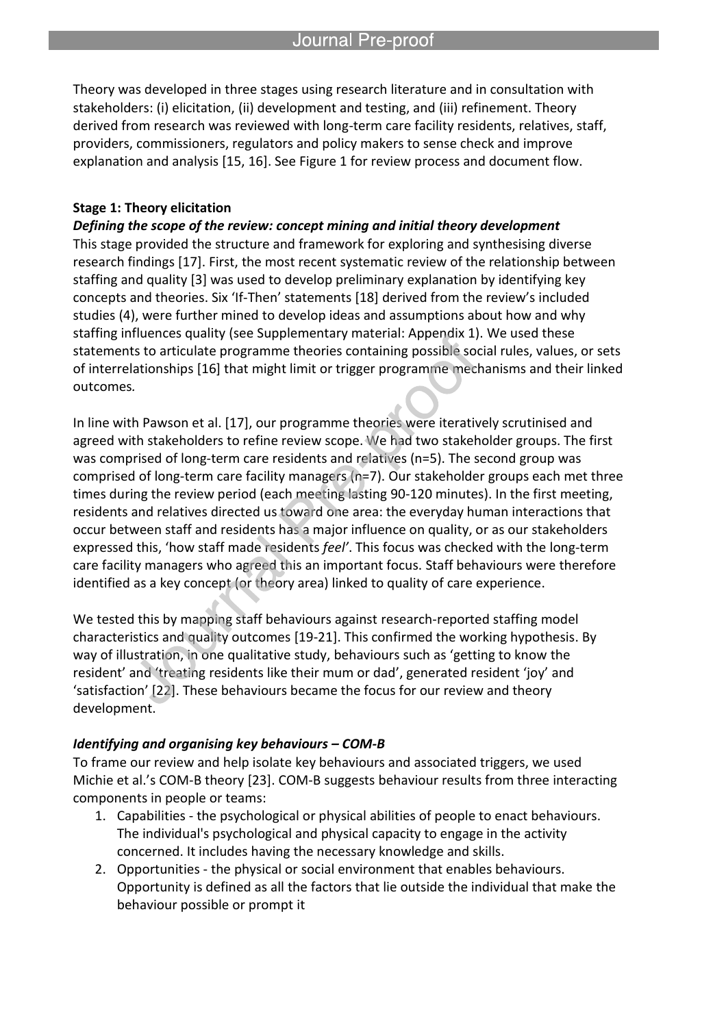Theory was developed in three stages using research literature and in consultation with stakeholders: (i) elicitation, (ii) development and testing, and (iii) refinement. Theory derived from research was reviewed with long-term care facility residents, relatives, staff, providers, commissioners, regulators and policy makers to sense check and improve explanation and analysis [15, 16]. See Figure 1 for review process and document flow.

**Stage 1: Theory elicitation**

***Defining the scope of the review: concept mining and initial theory development***

This stage provided the structure and framework for exploring and synthesising diverse research findings [17]. First, the most recent systematic review of the relationship between staffing and quality [3] was used to develop preliminary explanation by identifying key concepts and theories. Six 'If-Then' statements [18] derived from the review's included studies (4), were further mined to develop ideas and assumptions about how and why staffing influences quality (see Supplementary material: Appendix 1). We used these statements to articulate programme theories containing possible social rules, values, or sets of interrelationships [16] that might limit or trigger programme mechanisms and their linked outcomes.

In line with Pawson et al. [17], our programme theories were iteratively scrutinised and agreed with stakeholders to refine review scope. We had two stakeholder groups. The first was comprised of long-term care residents and relatives (n=5). The second group was comprised of long-term care facility managers (n=7). Our stakeholder groups each met three times during the review period (each meeting lasting 90-120 minutes). In the first meeting, residents and relatives directed us toward one area: the everyday human interactions that occur between staff and residents has a major influence on quality, or as our stakeholders expressed this, 'how staff made residents *feel*'. This focus was checked with the long-term care facility managers who agreed this an important focus. Staff behaviours were therefore identified as a key concept (or theory area) linked to quality of care experience.

We tested this by mapping staff behaviours against research-reported staffing model characteristics and quality outcomes [19-21]. This confirmed the working hypothesis. By way of illustration, in one qualitative study, behaviours such as 'getting to know the resident' and 'treating residents like their mum or dad', generated resident 'joy' and 'satisfaction' [22]. These behaviours became the focus for our review and theory development.

***Identifying and organising key behaviours – COM-B***

To frame our review and help isolate key behaviours and associated triggers, we used Michie et al.'s COM-B theory [23]. COM-B suggests behaviour results from three interacting components in people or teams:

1. Capabilities - the psychological or physical abilities of people to enact behaviours. The individual's psychological and physical capacity to engage in the activity concerned. It includes having the necessary knowledge and skills.
2. Opportunities - the physical or social environment that enables behaviours. Opportunity is defined as all the factors that lie outside the individual that make the behaviour possible or prompt it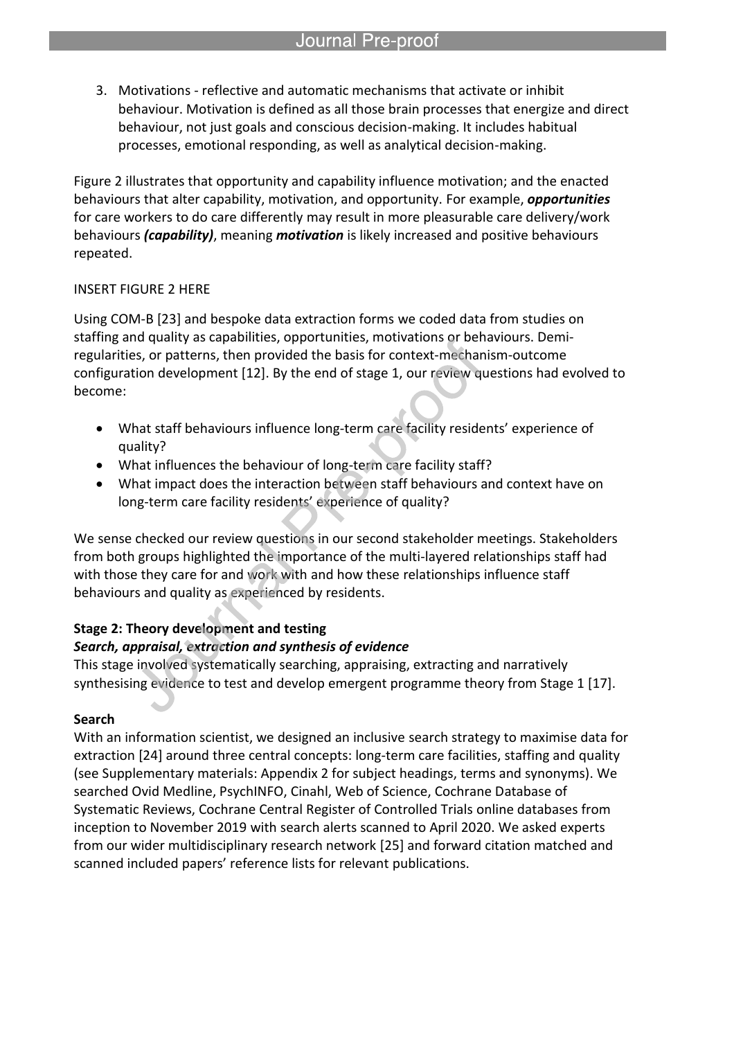3. Motivations - reflective and automatic mechanisms that activate or inhibit behaviour. Motivation is defined as all those brain processes that energize and direct behaviour, not just goals and conscious decision-making. It includes habitual processes, emotional responding, as well as analytical decision-making.

Figure 2 illustrates that opportunity and capability influence motivation; and the enacted behaviours that alter capability, motivation, and opportunity. For example, ***opportunities*** for care workers to do care differently may result in more pleasurable care delivery/work behaviours ***(capability)***, meaning ***motivation*** is likely increased and positive behaviours repeated.

INSERT FIGURE 2 HERE

Using COM-B [23] and bespoke data extraction forms we coded data from studies on staffing and quality as capabilities, opportunities, motivations or behaviours. Demi-regularities, or patterns, then provided the basis for context-mechanism-outcome configuration development [12]. By the end of stage 1, our review questions had evolved to become:

- What staff behaviours influence long-term care facility residents' experience of quality?
- What influences the behaviour of long-term care facility staff?
- What impact does the interaction between staff behaviours and context have on long-term care facility residents' experience of quality?

We sense checked our review questions in our second stakeholder meetings. Stakeholders from both groups highlighted the importance of the multi-layered relationships staff had with those they care for and work with and how these relationships influence staff behaviours and quality as experienced by residents.

### Stage 2: Theory development and testing

#### *Search, appraisal, extraction and synthesis of evidence*

This stage involved systematically searching, appraising, extracting and narratively synthesising evidence to test and develop emergent programme theory from Stage 1 [17].

#### Search

With an information scientist, we designed an inclusive search strategy to maximise data for extraction [24] around three central concepts: long-term care facilities, staffing and quality (see Supplementary materials: Appendix 2 for subject headings, terms and synonyms). We searched Ovid Medline, PsychINFO, Cinahl, Web of Science, Cochrane Database of Systematic Reviews, Cochrane Central Register of Controlled Trials online databases from inception to November 2019 with search alerts scanned to April 2020. We asked experts from our wider multidisciplinary research network [25] and forward citation matched and scanned included papers' reference lists for relevant publications.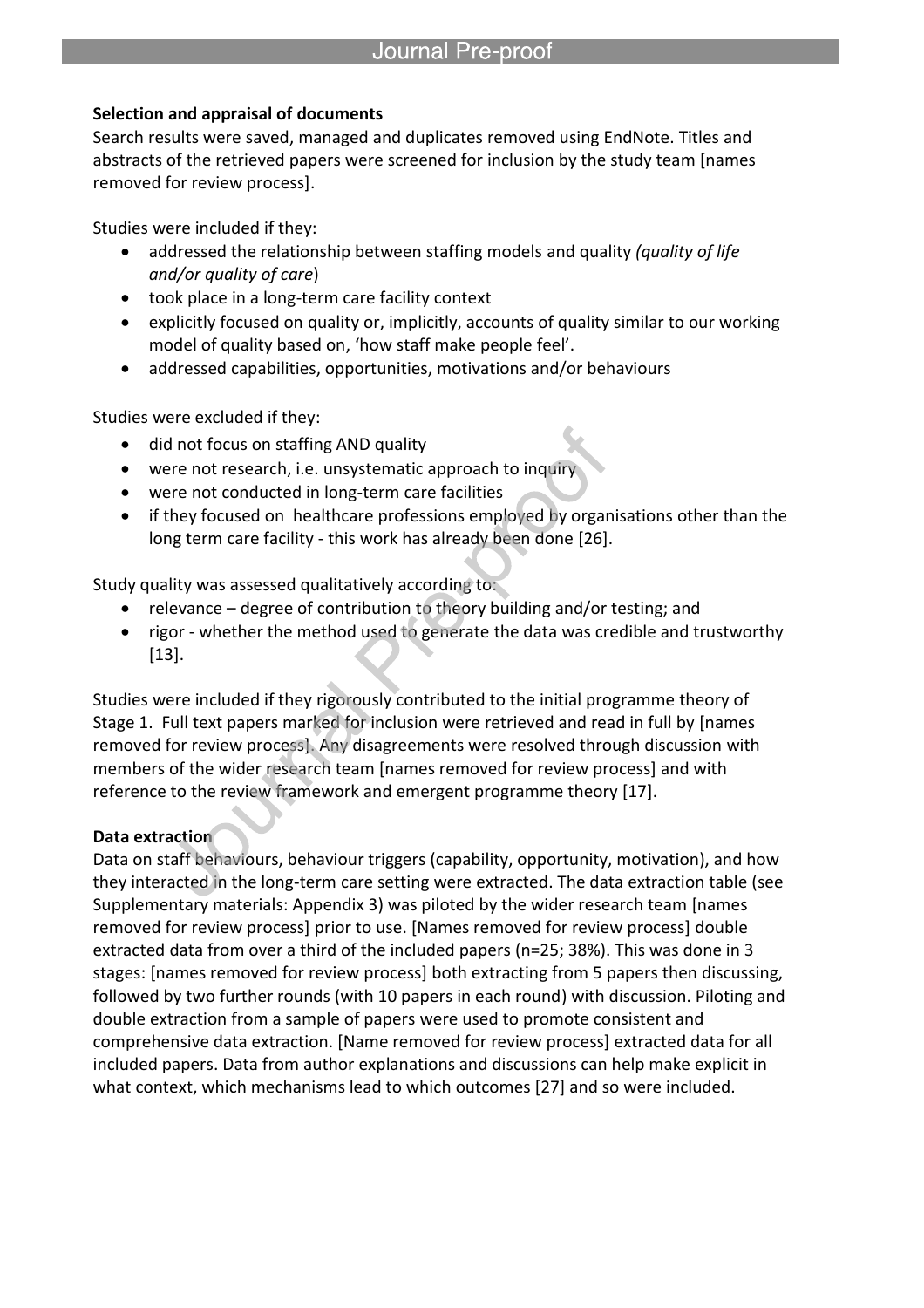**Selection and appraisal of documents**

Search results were saved, managed and duplicates removed using EndNote. Titles and abstracts of the retrieved papers were screened for inclusion by the study team [names removed for review process].

Studies were included if they:

- addressed the relationship between staffing models and quality *(quality of life and/or quality of care*)
- took place in a long-term care facility context
- explicitly focused on quality or, implicitly, accounts of quality similar to our working model of quality based on, 'how staff make people feel'.
- addressed capabilities, opportunities, motivations and/or behaviours

Studies were excluded if they:

- did not focus on staffing AND quality
- were not research, i.e. unsystematic approach to inquiry
- were not conducted in long-term care facilities
- if they focused on healthcare professions employed by organisations other than the long term care facility - this work has already been done [26].

Study quality was assessed qualitatively according to:

- relevance – degree of contribution to theory building and/or testing; and
- rigor - whether the method used to generate the data was credible and trustworthy [13].

Studies were included if they rigorously contributed to the initial programme theory of Stage 1. Full text papers marked for inclusion were retrieved and read in full by [names removed for review process]. Any disagreements were resolved through discussion with members of the wider research team [names removed for review process] and with reference to the review framework and emergent programme theory [17].

**Data extraction**

Data on staff behaviours, behaviour triggers (capability, opportunity, motivation), and how they interacted in the long-term care setting were extracted. The data extraction table (see Supplementary materials: Appendix 3) was piloted by the wider research team [names removed for review process] prior to use. [Names removed for review process] double extracted data from over a third of the included papers (n=25; 38%). This was done in 3 stages: [names removed for review process] both extracting from 5 papers then discussing, followed by two further rounds (with 10 papers in each round) with discussion. Piloting and double extraction from a sample of papers were used to promote consistent and comprehensive data extraction. [Name removed for review process] extracted data for all included papers. Data from author explanations and discussions can help make explicit in what context, which mechanisms lead to which outcomes [27] and so were included.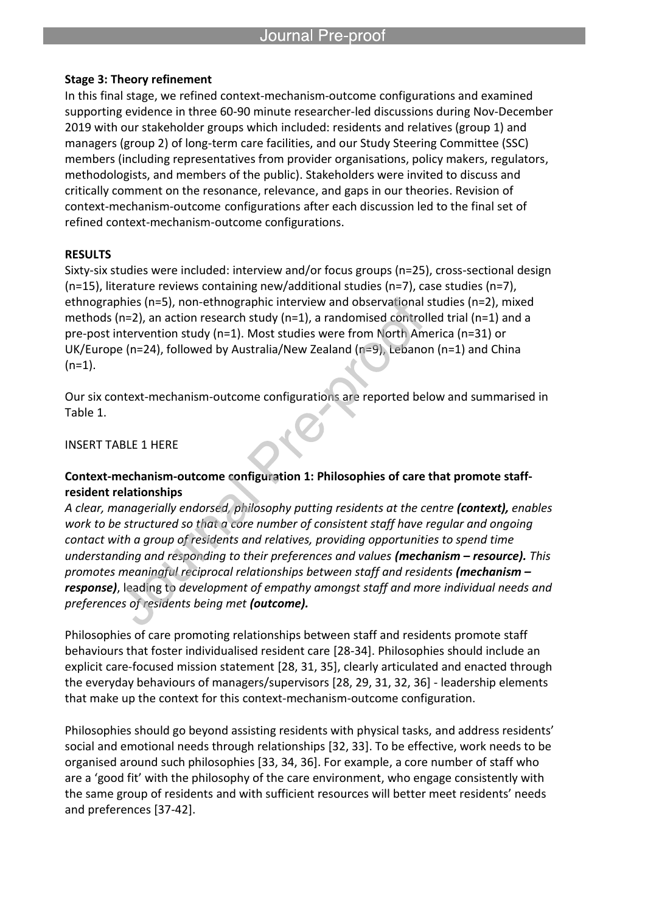**Stage 3: Theory refinement**

In this final stage, we refined context-mechanism-outcome configurations and examined supporting evidence in three 60-90 minute researcher-led discussions during Nov-December 2019 with our stakeholder groups which included: residents and relatives (group 1) and managers (group 2) of long-term care facilities, and our Study Steering Committee (SSC) members (including representatives from provider organisations, policy makers, regulators, methodologists, and members of the public). Stakeholders were invited to discuss and critically comment on the resonance, relevance, and gaps in our theories. Revision of context-mechanism-outcome configurations after each discussion led to the final set of refined context-mechanism-outcome configurations.

**RESULTS**

Sixty-six studies were included: interview and/or focus groups (n=25), cross-sectional design (n=15), literature reviews containing new/additional studies (n=7), case studies (n=7), ethnographies (n=5), non-ethnographic interview and observational studies (n=2), mixed methods (n=2), an action research study (n=1), a randomised controlled trial (n=1) and a pre-post intervention study (n=1). Most studies were from North America (n=31) or UK/Europe (n=24), followed by Australia/New Zealand (n=9), Lebanon (n=1) and China (n=1).

Our six context-mechanism-outcome configurations are reported below and summarised in Table 1.

INSERT TABLE 1 HERE

**Context-mechanism-outcome configuration 1: Philosophies of care that promote staff-resident relationships**

*A clear, managerially endorsed, philosophy putting residents at the centre* ***(context),*** *enables work to be structured so that a core number of consistent staff have regular and ongoing contact with a group of residents and relatives, providing opportunities to spend time understanding and responding to their preferences and values* ***(mechanism – resource).*** *This promotes meaningful reciprocal relationships between staff and residents* ***(mechanism – response)***, leading to *development of empathy amongst staff and more individual needs and preferences of residents being met* ***(outcome).***

Philosophies of care promoting relationships between staff and residents promote staff behaviours that foster individualised resident care [28-34]. Philosophies should include an explicit care-focused mission statement [28, 31, 35], clearly articulated and enacted through the everyday behaviours of managers/supervisors [28, 29, 31, 32, 36] - leadership elements that make up the context for this context-mechanism-outcome configuration.

Philosophies should go beyond assisting residents with physical tasks, and address residents' social and emotional needs through relationships [32, 33]. To be effective, work needs to be organised around such philosophies [33, 34, 36]. For example, a core number of staff who are a 'good fit' with the philosophy of the care environment, who engage consistently with the same group of residents and with sufficient resources will better meet residents' needs and preferences [37-42].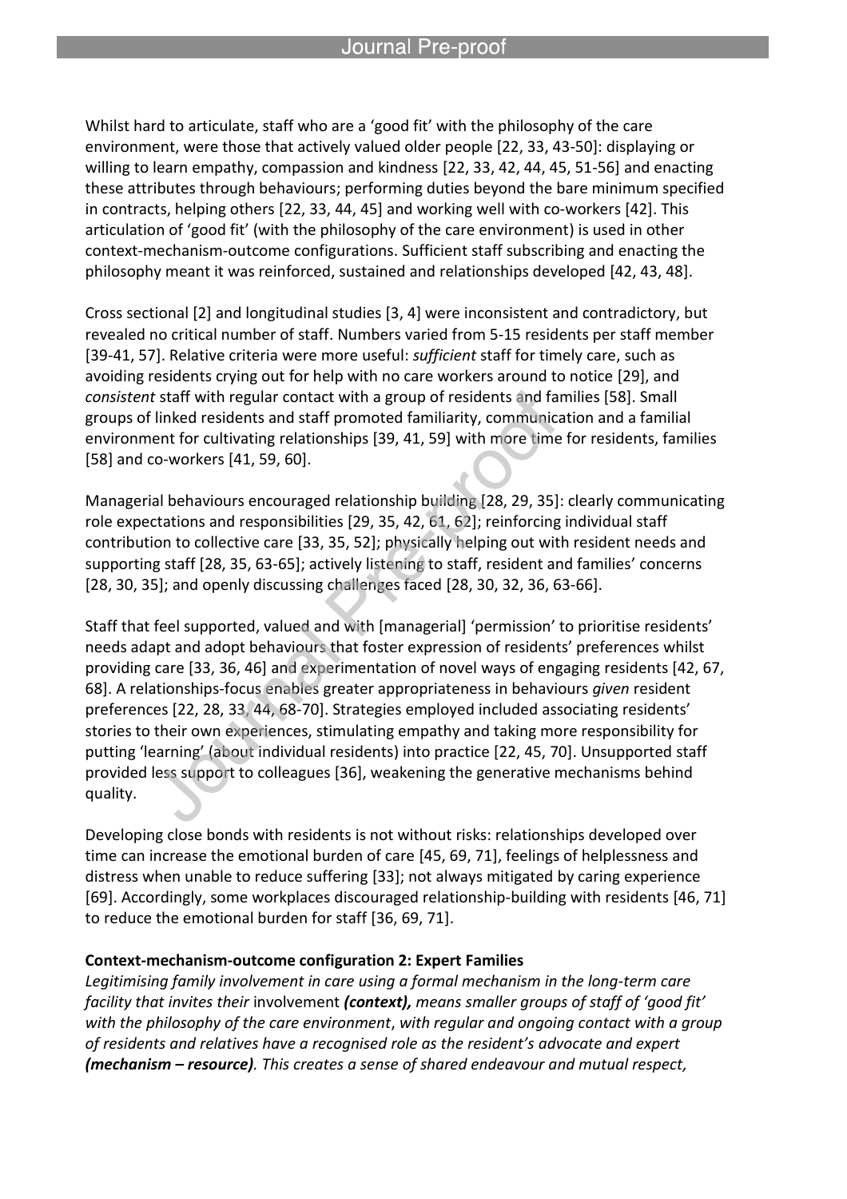Whilst hard to articulate, staff who are a 'good fit' with the philosophy of the care environment, were those that actively valued older people [22, 33, 43-50]: displaying or willing to learn empathy, compassion and kindness [22, 33, 42, 44, 45, 51-56] and enacting these attributes through behaviours; performing duties beyond the bare minimum specified in contracts, helping others [22, 33, 44, 45] and working well with co-workers [42]. This articulation of 'good fit' (with the philosophy of the care environment) is used in other context-mechanism-outcome configurations. Sufficient staff subscribing and enacting the philosophy meant it was reinforced, sustained and relationships developed [42, 43, 48].

Cross sectional [2] and longitudinal studies [3, 4] were inconsistent and contradictory, but revealed no critical number of staff. Numbers varied from 5-15 residents per staff member [39-41, 57]. Relative criteria were more useful: *sufficient* staff for timely care, such as avoiding residents crying out for help with no care workers around to notice [29], and *consistent* staff with regular contact with a group of residents and families [58]. Small groups of linked residents and staff promoted familiarity, communication and a familial environment for cultivating relationships [39, 41, 59] with more time for residents, families [58] and co-workers [41, 59, 60].

Managerial behaviours encouraged relationship building [28, 29, 35]: clearly communicating role expectations and responsibilities [29, 35, 42, 61, 62]; reinforcing individual staff contribution to collective care [33, 35, 52]; physically helping out with resident needs and supporting staff [28, 35, 63-65]; actively listening to staff, resident and families' concerns [28, 30, 35]; and openly discussing challenges faced [28, 30, 32, 36, 63-66].

Staff that feel supported, valued and with [managerial] 'permission' to prioritise residents' needs adapt and adopt behaviours that foster expression of residents' preferences whilst providing care [33, 36, 46] and experimentation of novel ways of engaging residents [42, 67, 68]. A relationships-focus enables greater appropriateness in behaviours *given* resident preferences [22, 28, 33, 44, 68-70]. Strategies employed included associating residents' stories to their own experiences, stimulating empathy and taking more responsibility for putting 'learning' (about individual residents) into practice [22, 45, 70]. Unsupported staff provided less support to colleagues [36], weakening the generative mechanisms behind quality.

Developing close bonds with residents is not without risks: relationships developed over time can increase the emotional burden of care [45, 69, 71], feelings of helplessness and distress when unable to reduce suffering [33]; not always mitigated by caring experience [69]. Accordingly, some workplaces discouraged relationship-building with residents [46, 71] to reduce the emotional burden for staff [36, 69, 71].

**Context-mechanism-outcome configuration 2: Expert Families**

*Legitimising family involvement in care using a formal mechanism in the long-term care facility that invites their* involvement ***(context),*** *means smaller groups of staff of 'good fit' with the philosophy of the care environment*, *with regular and ongoing contact with a group of residents and relatives have a recognised role as the resident's advocate and expert* ***(mechanism – resource)****. This creates a sense of shared endeavour and mutual respect,*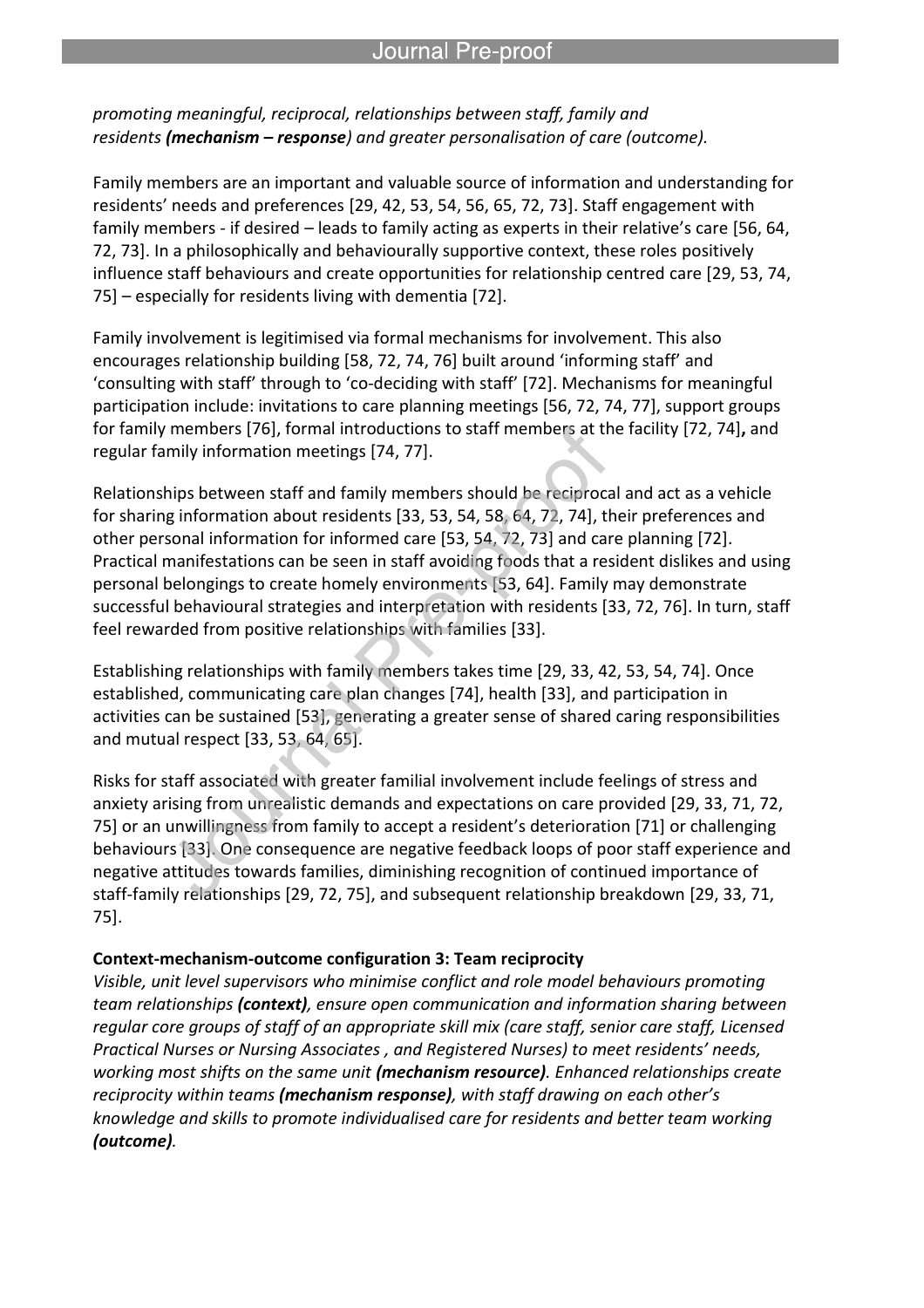*promoting meaningful, reciprocal, relationships between staff, family and residents **(mechanism – response**) and greater personalisation of care (outcome).*

Family members are an important and valuable source of information and understanding for residents' needs and preferences [29, 42, 53, 54, 56, 65, 72, 73]. Staff engagement with family members - if desired – leads to family acting as experts in their relative's care [56, 64, 72, 73]. In a philosophically and behaviourally supportive context, these roles positively influence staff behaviours and create opportunities for relationship centred care [29, 53, 74, 75] – especially for residents living with dementia [72].

Family involvement is legitimised via formal mechanisms for involvement. This also encourages relationship building [58, 72, 74, 76] built around 'informing staff' and 'consulting with staff' through to 'co-deciding with staff' [72]. Mechanisms for meaningful participation include: invitations to care planning meetings [56, 72, 74, 77], support groups for family members [76], formal introductions to staff members at the facility [72, 74]**,** and regular family information meetings [74, 77].

Relationships between staff and family members should be reciprocal and act as a vehicle for sharing information about residents [33, 53, 54, 58, 64, 72, 74], their preferences and other personal information for informed care [53, 54, 72, 73] and care planning [72]. Practical manifestations can be seen in staff avoiding foods that a resident dislikes and using personal belongings to create homely environments [53, 64]. Family may demonstrate successful behavioural strategies and interpretation with residents [33, 72, 76]. In turn, staff feel rewarded from positive relationships with families [33].

Establishing relationships with family members takes time [29, 33, 42, 53, 54, 74]. Once established, communicating care plan changes [74], health [33], and participation in activities can be sustained [53], generating a greater sense of shared caring responsibilities and mutual respect [33, 53, 64, 65].

Risks for staff associated with greater familial involvement include feelings of stress and anxiety arising from unrealistic demands and expectations on care provided [29, 33, 71, 72, 75] or an unwillingness from family to accept a resident's deterioration [71] or challenging behaviours [33]. One consequence are negative feedback loops of poor staff experience and negative attitudes towards families, diminishing recognition of continued importance of staff-family relationships [29, 72, 75], and subsequent relationship breakdown [29, 33, 71, 75].

**Context-mechanism-outcome configuration 3: Team reciprocity**

*Visible, unit level supervisors who minimise conflict and role model behaviours promoting team relationships **(context)**, ensure open communication and information sharing between regular core groups of staff of an appropriate skill mix (care staff, senior care staff, Licensed Practical Nurses or Nursing Associates , and Registered Nurses) to meet residents' needs, working most shifts on the same unit **(mechanism resource)**. Enhanced relationships create reciprocity within teams **(mechanism response)**, with staff drawing on each other's knowledge and skills to promote individualised care for residents and better team working **(outcome)**.*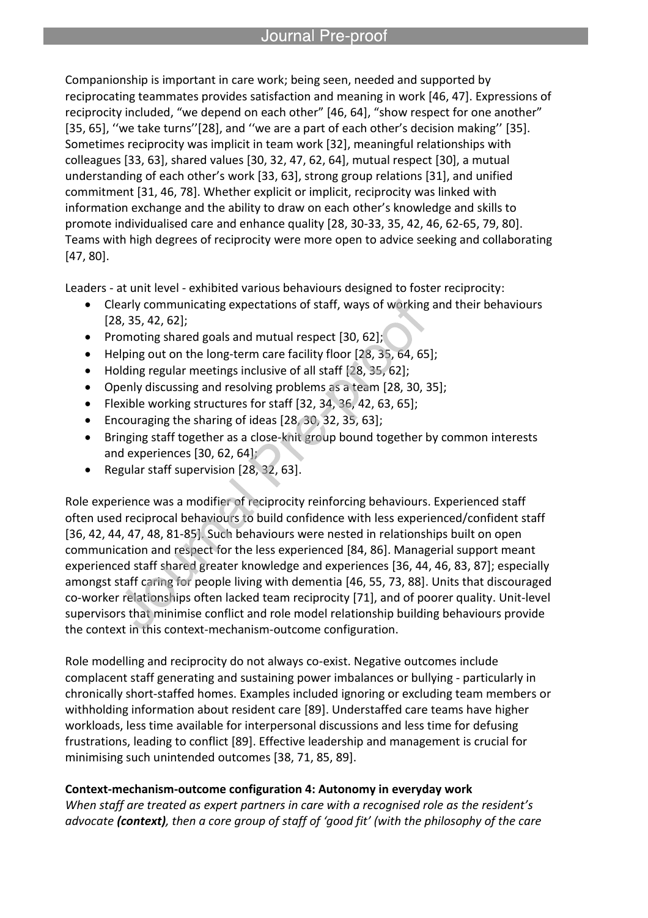Companionship is important in care work; being seen, needed and supported by reciprocating teammates provides satisfaction and meaning in work [46, 47]. Expressions of reciprocity included, "we depend on each other" [46, 64], "show respect for one another" [35, 65], ''we take turns''[28], and ''we are a part of each other's decision making'' [35]. Sometimes reciprocity was implicit in team work [32], meaningful relationships with colleagues [33, 63], shared values [30, 32, 47, 62, 64], mutual respect [30], a mutual understanding of each other's work [33, 63], strong group relations [31], and unified commitment [31, 46, 78]. Whether explicit or implicit, reciprocity was linked with information exchange and the ability to draw on each other's knowledge and skills to promote individualised care and enhance quality [28, 30-33, 35, 42, 46, 62-65, 79, 80]. Teams with high degrees of reciprocity were more open to advice seeking and collaborating [47, 80].

Leaders - at unit level - exhibited various behaviours designed to foster reciprocity:

- Clearly communicating expectations of staff, ways of working and their behaviours [28, 35, 42, 62];
- Promoting shared goals and mutual respect [30, 62];
- Helping out on the long-term care facility floor [28, 35, 64, 65];
- Holding regular meetings inclusive of all staff [28, 35, 62];
- Openly discussing and resolving problems as a team [28, 30, 35];
- Flexible working structures for staff [32, 34, 36, 42, 63, 65];
- Encouraging the sharing of ideas [28, 30, 32, 35, 63];
- Bringing staff together as a close-knit group bound together by common interests and experiences [30, 62, 64];
- Regular staff supervision [28, 32, 63].

Role experience was a modifier of reciprocity reinforcing behaviours. Experienced staff often used reciprocal behaviours to build confidence with less experienced/confident staff [36, 42, 44, 47, 48, 81-85]. Such behaviours were nested in relationships built on open communication and respect for the less experienced [84, 86]. Managerial support meant experienced staff shared greater knowledge and experiences [36, 44, 46, 83, 87]; especially amongst staff caring for people living with dementia [46, 55, 73, 88]. Units that discouraged co-worker relationships often lacked team reciprocity [71], and of poorer quality. Unit-level supervisors that minimise conflict and role model relationship building behaviours provide the context in this context-mechanism-outcome configuration.

Role modelling and reciprocity do not always co-exist. Negative outcomes include complacent staff generating and sustaining power imbalances or bullying - particularly in chronically short-staffed homes. Examples included ignoring or excluding team members or withholding information about resident care [89]. Understaffed care teams have higher workloads, less time available for interpersonal discussions and less time for defusing frustrations, leading to conflict [89]. Effective leadership and management is crucial for minimising such unintended outcomes [38, 71, 85, 89].

**Context-mechanism-outcome configuration 4: Autonomy in everyday work**

*When staff are treated as expert partners in care with a recognised role as the resident's advocate **(context)**, then a core group of staff of 'good fit' (with the philosophy of the care*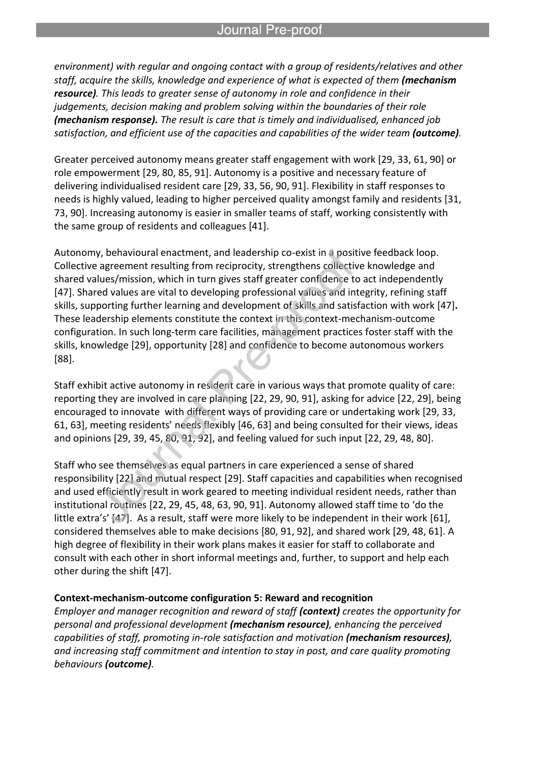*environment) with regular and ongoing contact with a group of residents/relatives and other staff, acquire the skills, knowledge and experience of what is expected of them **(mechanism resource)**. This leads to greater sense of autonomy in role and confidence in their judgements, decision making and problem solving within the boundaries of their role **(mechanism response).** The result is care that is timely and individualised, enhanced job satisfaction, and efficient use of the capacities and capabilities of the wider team **(outcome)**.*

Greater perceived autonomy means greater staff engagement with work [29, 33, 61, 90] or role empowerment [29, 80, 85, 91]. Autonomy is a positive and necessary feature of delivering individualised resident care [29, 33, 56, 90, 91]. Flexibility in staff responses to needs is highly valued, leading to higher perceived quality amongst family and residents [31, 73, 90]. Increasing autonomy is easier in smaller teams of staff, working consistently with the same group of residents and colleagues [41].

Autonomy, behavioural enactment, and leadership co-exist in a positive feedback loop. Collective agreement resulting from reciprocity, strengthens collective knowledge and shared values/mission, which in turn gives staff greater confidence to act independently [47]. Shared values are vital to developing professional values and integrity, refining staff skills, supporting further learning and development of skills and satisfaction with work [47]**.** These leadership elements constitute the context in this context-mechanism-outcome configuration. In such long-term care facilities, management practices foster staff with the skills, knowledge [29], opportunity [28] and confidence to become autonomous workers [88].

Staff exhibit active autonomy in resident care in various ways that promote quality of care: reporting they are involved in care planning [22, 29, 90, 91], asking for advice [22, 29], being encouraged to innovate with different ways of providing care or undertaking work [29, 33, 61, 63], meeting residents' needs flexibly [46, 63] and being consulted for their views, ideas and opinions [29, 39, 45, 80, 91, 92], and feeling valued for such input [22, 29, 48, 80].

Staff who see themselves as equal partners in care experienced a sense of shared responsibility [22] and mutual respect [29]. Staff capacities and capabilities when recognised and used efficiently result in work geared to meeting individual resident needs, rather than institutional routines [22, 29, 45, 48, 63, 90, 91]. Autonomy allowed staff time to 'do the little extra's' [47]. As a result, staff were more likely to be independent in their work [61], considered themselves able to make decisions [80, 91, 92], and shared work [29, 48, 61]. A high degree of flexibility in their work plans makes it easier for staff to collaborate and consult with each other in short informal meetings and, further, to support and help each other during the shift [47].

**Context-mechanism-outcome configuration 5: Reward and recognition**

*Employer and manager recognition and reward of staff **(context)** creates the opportunity for personal and professional development **(mechanism resource)**, enhancing the perceived capabilities of staff, promoting in-role satisfaction and motivation **(mechanism resources)**, and increasing staff commitment and intention to stay in post, and care quality promoting behaviours **(outcome)**.*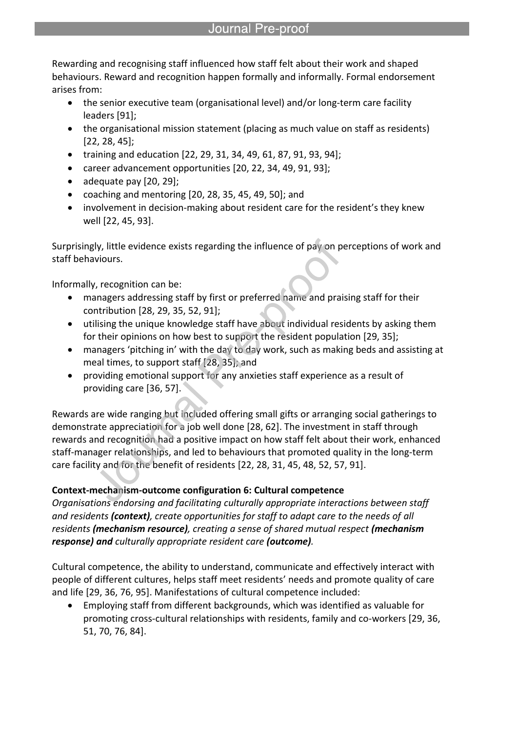Rewarding and recognising staff influenced how staff felt about their work and shaped behaviours. Reward and recognition happen formally and informally. Formal endorsement arises from:

- the senior executive team (organisational level) and/or long-term care facility leaders [91];
- the organisational mission statement (placing as much value on staff as residents) [22, 28, 45];
- training and education [22, 29, 31, 34, 49, 61, 87, 91, 93, 94];
- career advancement opportunities [20, 22, 34, 49, 91, 93];
- adequate pay [20, 29];
- coaching and mentoring [20, 28, 35, 45, 49, 50]; and
- involvement in decision-making about resident care for the resident's they knew well [22, 45, 93].

Surprisingly, little evidence exists regarding the influence of pay on perceptions of work and staff behaviours.

Informally, recognition can be:

- managers addressing staff by first or preferred name and praising staff for their contribution [28, 29, 35, 52, 91];
- utilising the unique knowledge staff have about individual residents by asking them for their opinions on how best to support the resident population [29, 35];
- managers 'pitching in' with the day to day work, such as making beds and assisting at meal times, to support staff [28, 35]; and
- providing emotional support for any anxieties staff experience as a result of providing care [36, 57].

Rewards are wide ranging but included offering small gifts or arranging social gatherings to demonstrate appreciation for a job well done [28, 62]. The investment in staff through rewards and recognition had a positive impact on how staff felt about their work, enhanced staff-manager relationships, and led to behaviours that promoted quality in the long-term care facility and for the benefit of residents [22, 28, 31, 45, 48, 52, 57, 91].

**Context-mechanism-outcome configuration 6: Cultural competence**

*Organisations endorsing and facilitating culturally appropriate interactions between staff and residents **(context)**, create opportunities for staff to adapt care to the needs of all residents **(mechanism resource)**, creating a sense of shared mutual respect **(mechanism response) and** culturally appropriate resident care **(outcome)**.*

Cultural competence, the ability to understand, communicate and effectively interact with people of different cultures, helps staff meet residents' needs and promote quality of care and life [29, 36, 76, 95]. Manifestations of cultural competence included:

- Employing staff from different backgrounds, which was identified as valuable for promoting cross-cultural relationships with residents, family and co-workers [29, 36, 51, 70, 76, 84].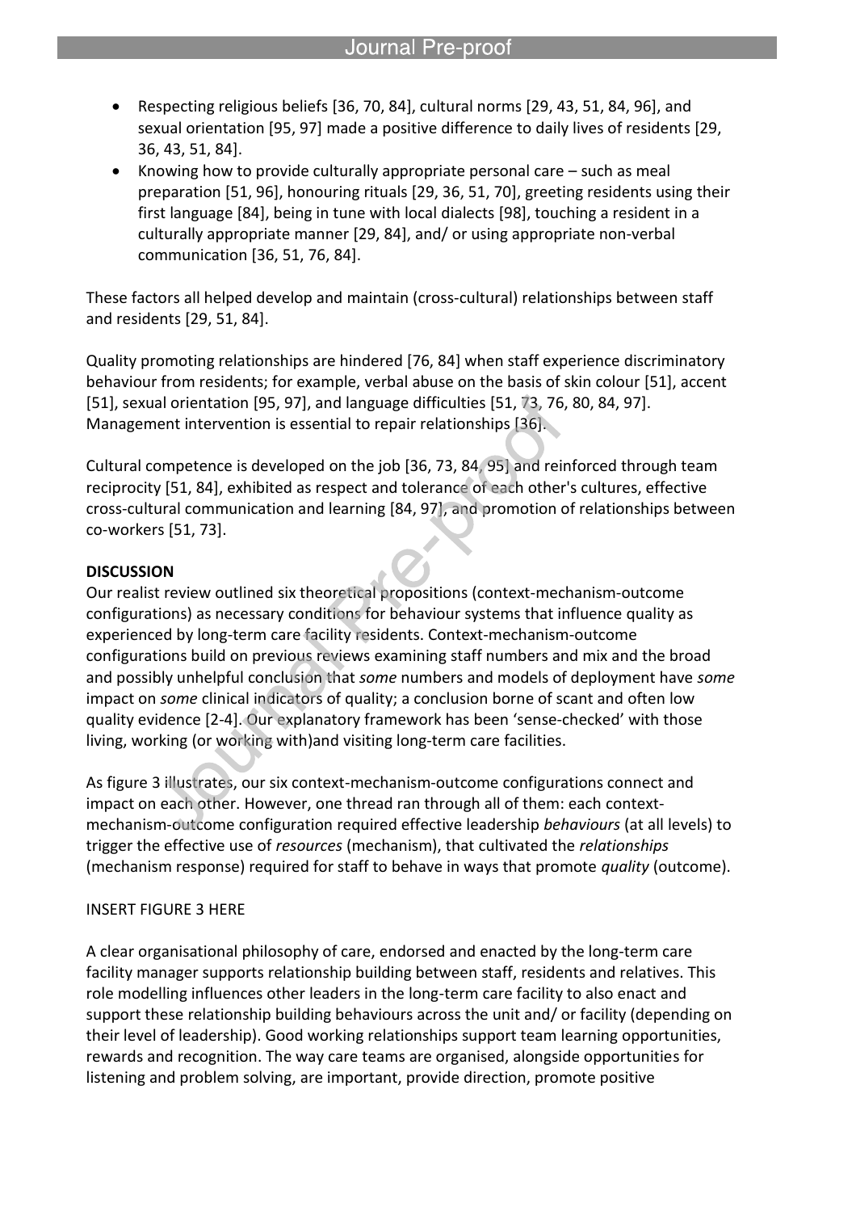- Respecting religious beliefs [36, 70, 84], cultural norms [29, 43, 51, 84, 96], and sexual orientation [95, 97] made a positive difference to daily lives of residents [29, 36, 43, 51, 84].
- Knowing how to provide culturally appropriate personal care – such as meal preparation [51, 96], honouring rituals [29, 36, 51, 70], greeting residents using their first language [84], being in tune with local dialects [98], touching a resident in a culturally appropriate manner [29, 84], and/ or using appropriate non-verbal communication [36, 51, 76, 84].

These factors all helped develop and maintain (cross-cultural) relationships between staff and residents [29, 51, 84].

Quality promoting relationships are hindered [76, 84] when staff experience discriminatory behaviour from residents; for example, verbal abuse on the basis of skin colour [51], accent [51], sexual orientation [95, 97], and language difficulties [51, 73, 76, 80, 84, 97]. Management intervention is essential to repair relationships [36].

Cultural competence is developed on the job [36, 73, 84, 95] and reinforced through team reciprocity [51, 84], exhibited as respect and tolerance of each other's cultures, effective cross-cultural communication and learning [84, 97], and promotion of relationships between co-workers [51, 73].

**DISCUSSION**

Our realist review outlined six theoretical propositions (context-mechanism-outcome configurations) as necessary conditions for behaviour systems that influence quality as experienced by long-term care facility residents. Context-mechanism-outcome configurations build on previous reviews examining staff numbers and mix and the broad and possibly unhelpful conclusion that *some* numbers and models of deployment have *some* impact on *some* clinical indicators of quality; a conclusion borne of scant and often low quality evidence [2-4]. Our explanatory framework has been 'sense-checked' with those living, working (or working with)and visiting long-term care facilities.

As figure 3 illustrates, our six context-mechanism-outcome configurations connect and impact on each other. However, one thread ran through all of them: each context-mechanism-outcome configuration required effective leadership *behaviours* (at all levels) to trigger the effective use of *resources* (mechanism), that cultivated the *relationships* (mechanism response) required for staff to behave in ways that promote *quality* (outcome).

INSERT FIGURE 3 HERE

A clear organisational philosophy of care, endorsed and enacted by the long-term care facility manager supports relationship building between staff, residents and relatives. This role modelling influences other leaders in the long-term care facility to also enact and support these relationship building behaviours across the unit and/ or facility (depending on their level of leadership). Good working relationships support team learning opportunities, rewards and recognition. The way care teams are organised, alongside opportunities for listening and problem solving, are important, provide direction, promote positive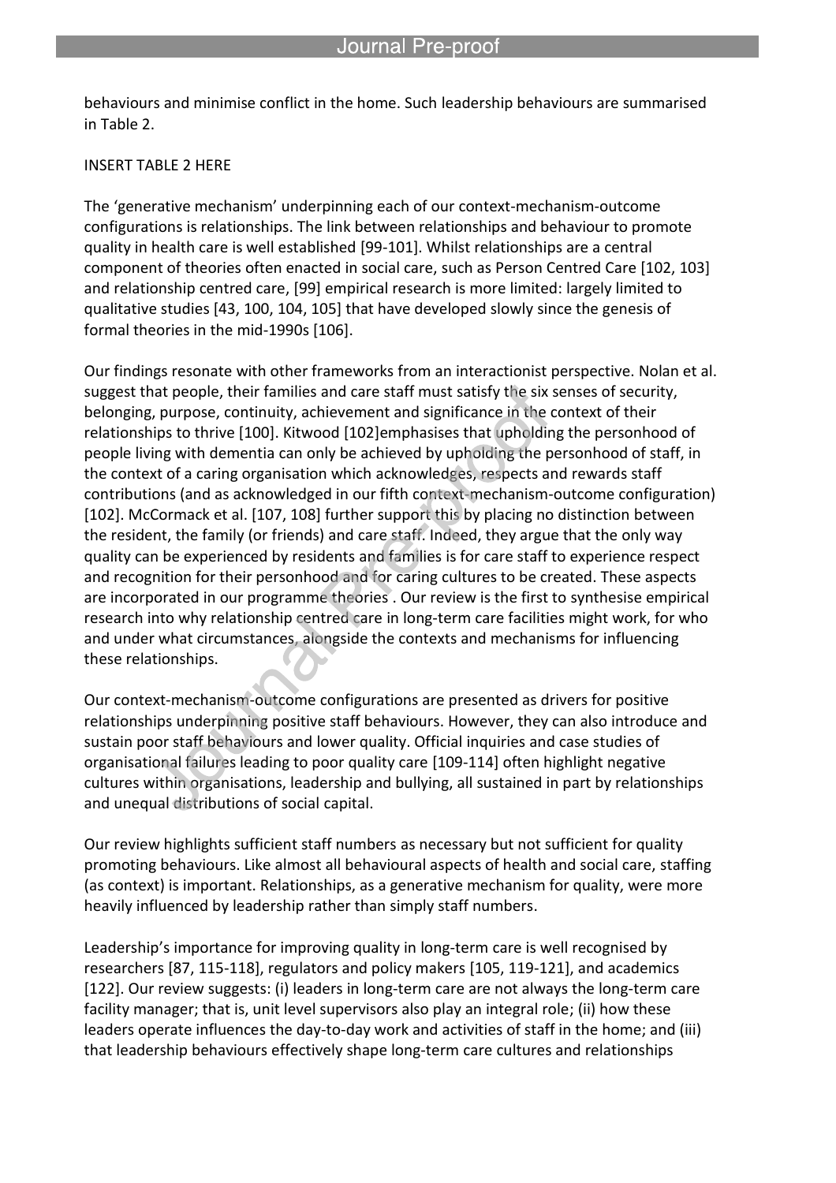behaviours and minimise conflict in the home. Such leadership behaviours are summarised in Table 2.

INSERT TABLE 2 HERE

The 'generative mechanism' underpinning each of our context-mechanism-outcome configurations is relationships. The link between relationships and behaviour to promote quality in health care is well established [99-101]. Whilst relationships are a central component of theories often enacted in social care, such as Person Centred Care [102, 103] and relationship centred care, [99] empirical research is more limited: largely limited to qualitative studies [43, 100, 104, 105] that have developed slowly since the genesis of formal theories in the mid-1990s [106].

Our findings resonate with other frameworks from an interactionist perspective. Nolan et al. suggest that people, their families and care staff must satisfy the six senses of security, belonging, purpose, continuity, achievement and significance in the context of their relationships to thrive [100]. Kitwood [102]emphasises that upholding the personhood of people living with dementia can only be achieved by upholding the personhood of staff, in the context of a caring organisation which acknowledges, respects and rewards staff contributions (and as acknowledged in our fifth context-mechanism-outcome configuration) [102]. McCormack et al. [107, 108] further support this by placing no distinction between the resident, the family (or friends) and care staff. Indeed, they argue that the only way quality can be experienced by residents and families is for care staff to experience respect and recognition for their personhood and for caring cultures to be created. These aspects are incorporated in our programme theories . Our review is the first to synthesise empirical research into why relationship centred care in long-term care facilities might work, for who and under what circumstances, alongside the contexts and mechanisms for influencing these relationships.

Our context-mechanism-outcome configurations are presented as drivers for positive relationships underpinning positive staff behaviours. However, they can also introduce and sustain poor staff behaviours and lower quality. Official inquiries and case studies of organisational failures leading to poor quality care [109-114] often highlight negative cultures within organisations, leadership and bullying, all sustained in part by relationships and unequal distributions of social capital.

Our review highlights sufficient staff numbers as necessary but not sufficient for quality promoting behaviours. Like almost all behavioural aspects of health and social care, staffing (as context) is important. Relationships, as a generative mechanism for quality, were more heavily influenced by leadership rather than simply staff numbers.

Leadership's importance for improving quality in long-term care is well recognised by researchers [87, 115-118], regulators and policy makers [105, 119-121], and academics [122]. Our review suggests: (i) leaders in long-term care are not always the long-term care facility manager; that is, unit level supervisors also play an integral role; (ii) how these leaders operate influences the day-to-day work and activities of staff in the home; and (iii) that leadership behaviours effectively shape long-term care cultures and relationships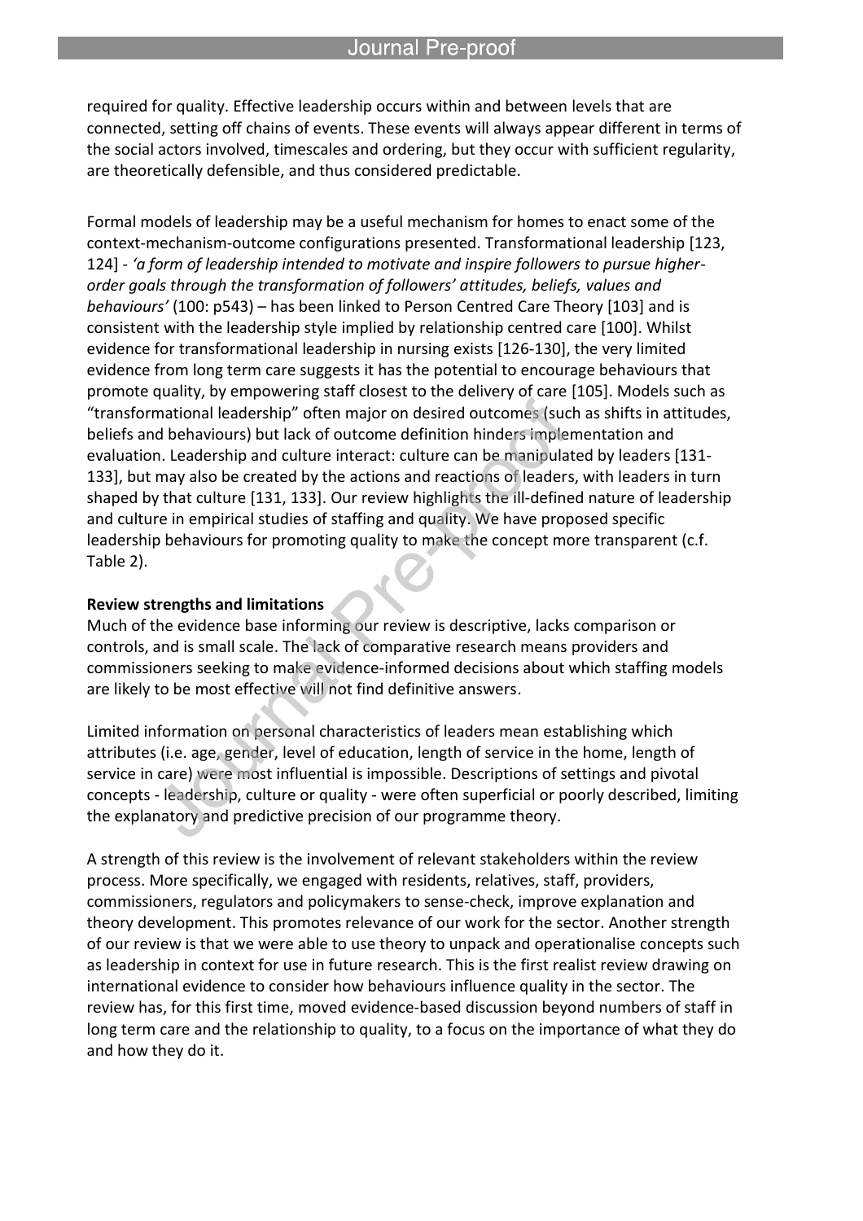required for quality. Effective leadership occurs within and between levels that are connected, setting off chains of events. These events will always appear different in terms of the social actors involved, timescales and ordering, but they occur with sufficient regularity, are theoretically defensible, and thus considered predictable.

Formal models of leadership may be a useful mechanism for homes to enact some of the context-mechanism-outcome configurations presented. Transformational leadership [123, 124] - *'a form of leadership intended to motivate and inspire followers to pursue higher-order goals through the transformation of followers' attitudes, beliefs, values and behaviours'* (100: p543) – has been linked to Person Centred Care Theory [103] and is consistent with the leadership style implied by relationship centred care [100]. Whilst evidence for transformational leadership in nursing exists [126-130], the very limited evidence from long term care suggests it has the potential to encourage behaviours that promote quality, by empowering staff closest to the delivery of care [105]. Models such as "transformational leadership" often major on desired outcomes (such as shifts in attitudes, beliefs and behaviours) but lack of outcome definition hinders implementation and evaluation. Leadership and culture interact: culture can be manipulated by leaders [131-133], but may also be created by the actions and reactions of leaders, with leaders in turn shaped by that culture [131, 133]. Our review highlights the ill-defined nature of leadership and culture in empirical studies of staffing and quality. We have proposed specific leadership behaviours for promoting quality to make the concept more transparent (c.f. Table 2).

**Review strengths and limitations**

Much of the evidence base informing our review is descriptive, lacks comparison or controls, and is small scale. The lack of comparative research means providers and commissioners seeking to make evidence-informed decisions about which staffing models are likely to be most effective will not find definitive answers.

Limited information on personal characteristics of leaders mean establishing which attributes (i.e. age, gender, level of education, length of service in the home, length of service in care) were most influential is impossible. Descriptions of settings and pivotal concepts - leadership, culture or quality - were often superficial or poorly described, limiting the explanatory and predictive precision of our programme theory.

A strength of this review is the involvement of relevant stakeholders within the review process. More specifically, we engaged with residents, relatives, staff, providers, commissioners, regulators and policymakers to sense-check, improve explanation and theory development. This promotes relevance of our work for the sector. Another strength of our review is that we were able to use theory to unpack and operationalise concepts such as leadership in context for use in future research. This is the first realist review drawing on international evidence to consider how behaviours influence quality in the sector. The review has, for this first time, moved evidence-based discussion beyond numbers of staff in long term care and the relationship to quality, to a focus on the importance of what they do and how they do it.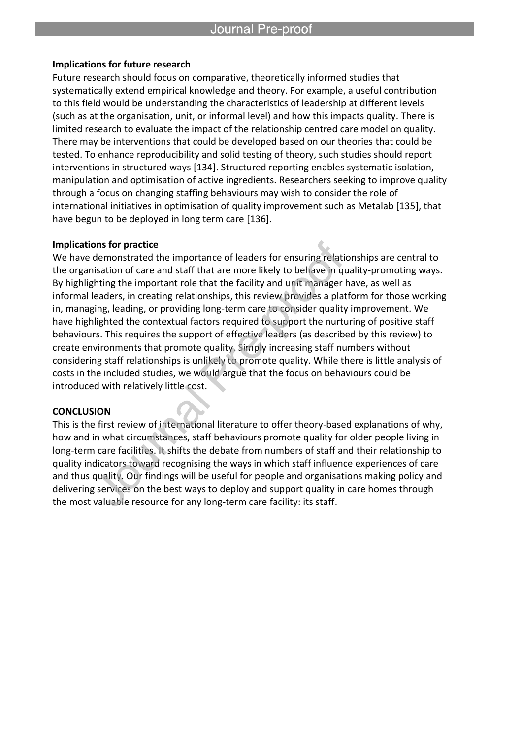### Implications for future research

Future research should focus on comparative, theoretically informed studies that systematically extend empirical knowledge and theory. For example, a useful contribution to this field would be understanding the characteristics of leadership at different levels (such as at the organisation, unit, or informal level) and how this impacts quality. There is limited research to evaluate the impact of the relationship centred care model on quality. There may be interventions that could be developed based on our theories that could be tested. To enhance reproducibility and solid testing of theory, such studies should report interventions in structured ways [134]. Structured reporting enables systematic isolation, manipulation and optimisation of active ingredients. Researchers seeking to improve quality through a focus on changing staffing behaviours may wish to consider the role of international initiatives in optimisation of quality improvement such as Metalab [135], that have begun to be deployed in long term care [136].

### Implications for practice

We have demonstrated the importance of leaders for ensuring relationships are central to the organisation of care and staff that are more likely to behave in quality-promoting ways. By highlighting the important role that the facility and unit manager have, as well as informal leaders, in creating relationships, this review provides a platform for those working in, managing, leading, or providing long-term care to consider quality improvement. We have highlighted the contextual factors required to support the nurturing of positive staff behaviours. This requires the support of effective leaders (as described by this review) to create environments that promote quality. Simply increasing staff numbers without considering staff relationships is unlikely to promote quality. While there is little analysis of costs in the included studies, we would argue that the focus on behaviours could be introduced with relatively little cost.

## CONCLUSION

This is the first review of international literature to offer theory-based explanations of why, how and in what circumstances, staff behaviours promote quality for older people living in long-term care facilities. It shifts the debate from numbers of staff and their relationship to quality indicators toward recognising the ways in which staff influence experiences of care and thus quality. Our findings will be useful for people and organisations making policy and delivering services on the best ways to deploy and support quality in care homes through the most valuable resource for any long-term care facility: its staff.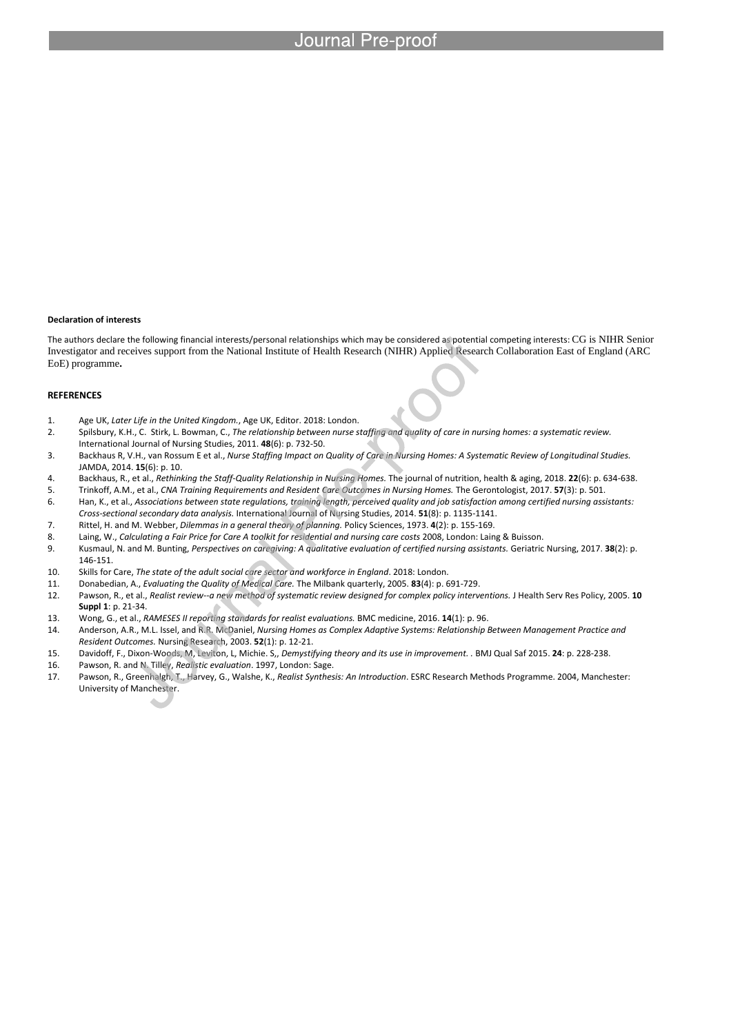**Declaration of interests**

The authors declare the following financial interests/personal relationships which may be considered as potential competing interests: CG is NIHR Senior Investigator and receives support from the National Institute of Health Research (NIHR) Applied Research Collaboration East of England (ARC EoE) programme**.**

**REFERENCES**

1. Age UK, *Later Life in the United Kingdom.*, Age UK, Editor. 2018: London.
2. Spilsbury, K.H., C. Stirk, L. Bowman, C., *The relationship between nurse staffing and quality of care in nursing homes: a systematic review.* International Journal of Nursing Studies, 2011. **48**(6): p. 732-50.
3. Backhaus R, V.H., van Rossum E et al., *Nurse Staffing Impact on Quality of Care in Nursing Homes: A Systematic Review of Longitudinal Studies.* JAMDA, 2014. **15**(6): p. 10.
4. Backhaus, R., et al., *Rethinking the Staff-Quality Relationship in Nursing Homes.* The journal of nutrition, health & aging, 2018. **22**(6): p. 634-638.
5. Trinkoff, A.M., et al., *CNA Training Requirements and Resident Care Outcomes in Nursing Homes.* The Gerontologist, 2017. **57**(3): p. 501.
6. Han, K., et al., *Associations between state regulations, training length, perceived quality and job satisfaction among certified nursing assistants: Cross-sectional secondary data analysis.* International Journal of Nursing Studies, 2014. **51**(8): p. 1135-1141.
7. Rittel, H. and M. Webber, *Dilemmas in a general theory of planning.* Policy Sciences, 1973. **4**(2): p. 155-169.
8. Laing, W., *Calculating a Fair Price for Care A toolkit for residential and nursing care costs* 2008, London: Laing & Buisson.
9. Kusmaul, N. and M. Bunting, *Perspectives on caregiving: A qualitative evaluation of certified nursing assistants.* Geriatric Nursing, 2017. **38**(2): p. 146-151.
10. Skills for Care, *The state of the adult social care sector and workforce in England*. 2018: London.
11. Donabedian, A., *Evaluating the Quality of Medical Care.* The Milbank quarterly, 2005. **83**(4): p. 691-729.
12. Pawson, R., et al., *Realist review--a new method of systematic review designed for complex policy interventions.* J Health Serv Res Policy, 2005. **10 Suppl 1**: p. 21-34.
13. Wong, G., et al., *RAMESES II reporting standards for realist evaluations.* BMC medicine, 2016. **14**(1): p. 96.
14. Anderson, A.R., M.L. Issel, and R.R. McDaniel, *Nursing Homes as Complex Adaptive Systems: Relationship Between Management Practice and Resident Outcomes.* Nursing Research, 2003. **52**(1): p. 12-21.
15. Davidoff, F., Dixon-Woods, M, Leviton, L, Michie. S,, *Demystifying theory and its use in improvement.* . BMJ Qual Saf 2015. **24**: p. 228-238.
16. Pawson, R. and N. Tilley, *Realistic evaluation*. 1997, London: Sage.
17. Pawson, R., Greenhalgh, T., Harvey, G., Walshe, K., *Realist Synthesis: An Introduction*. ESRC Research Methods Programme. 2004, Manchester: University of Manchester.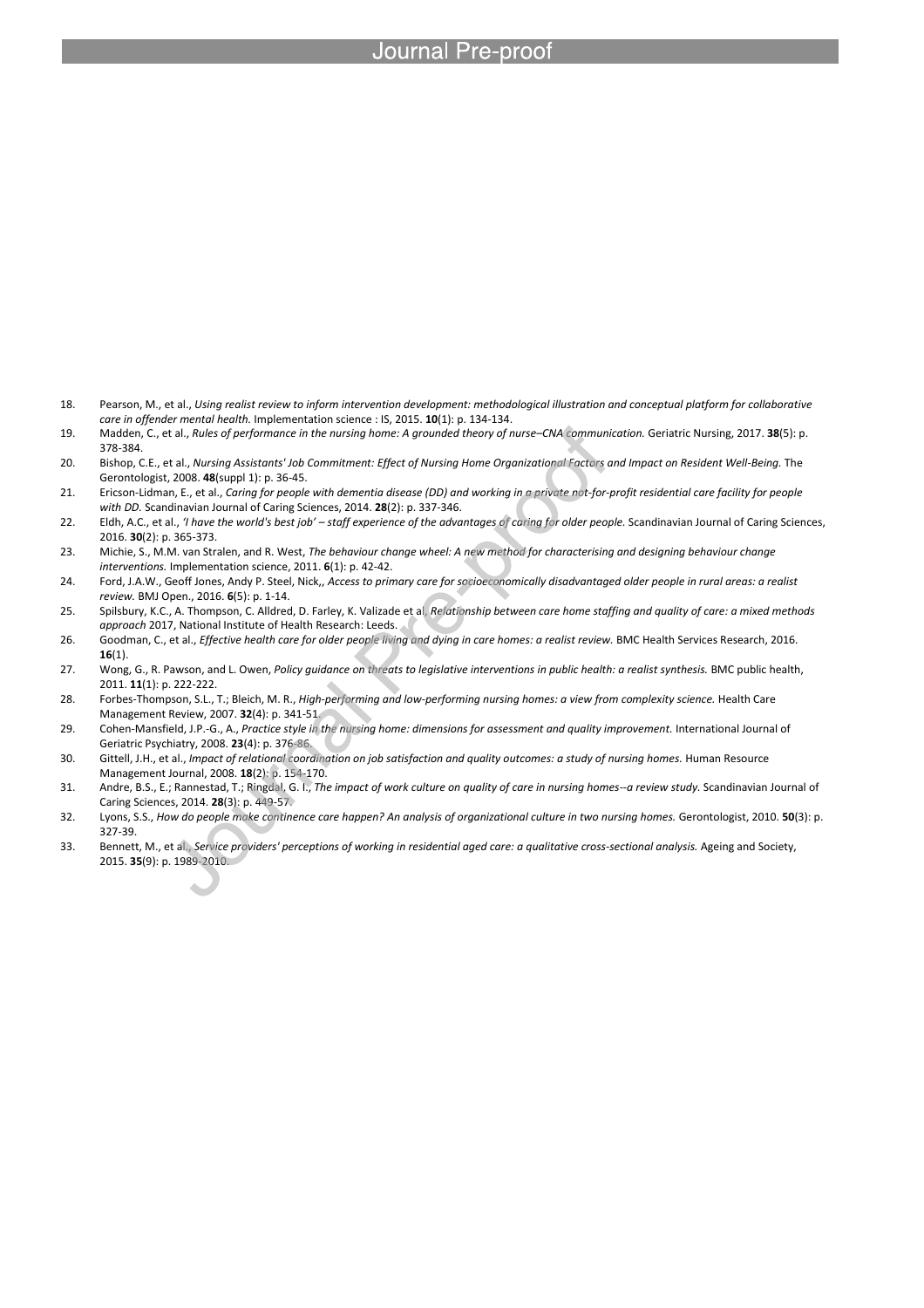18. Pearson, M., et al., *Using realist review to inform intervention development: methodological illustration and conceptual platform for collaborative care in offender mental health.* Implementation science : IS, 2015. **10**(1): p. 134-134.
19. Madden, C., et al., *Rules of performance in the nursing home: A grounded theory of nurse–CNA communication.* Geriatric Nursing, 2017. **38**(5): p. 378-384.
20. Bishop, C.E., et al., *Nursing Assistants' Job Commitment: Effect of Nursing Home Organizational Factors and Impact on Resident Well-Being.* The Gerontologist, 2008. **48**(suppl 1): p. 36-45.
21. Ericson-Lidman, E., et al., *Caring for people with dementia disease (DD) and working in a private not-for-profit residential care facility for people with DD.* Scandinavian Journal of Caring Sciences, 2014. **28**(2): p. 337-346.
22. Eldh, A.C., et al., *'I have the world's best job' – staff experience of the advantages of caring for older people.* Scandinavian Journal of Caring Sciences, 2016. **30**(2): p. 365-373.
23. Michie, S., M.M. van Stralen, and R. West, *The behaviour change wheel: A new method for characterising and designing behaviour change interventions.* Implementation science, 2011. **6**(1): p. 42-42.
24. Ford, J.A.W., Geoff Jones, Andy P. Steel, Nick,, *Access to primary care for socioeconomically disadvantaged older people in rural areas: a realist review.* BMJ Open., 2016. **6**(5): p. 1-14.
25. Spilsbury, K.C., A. Thompson, C. Alldred, D. Farley, K. Valizade et al, *Relationship between care home staffing and quality of care: a mixed methods approach* 2017, National Institute of Health Research: Leeds.
26. Goodman, C., et al., *Effective health care for older people living and dying in care homes: a realist review.* BMC Health Services Research, 2016. **16**(1).
27. Wong, G., R. Pawson, and L. Owen, *Policy guidance on threats to legislative interventions in public health: a realist synthesis.* BMC public health, 2011. **11**(1): p. 222-222.
28. Forbes-Thompson, S.L., T.; Bleich, M. R., *High-performing and low-performing nursing homes: a view from complexity science.* Health Care Management Review, 2007. **32**(4): p. 341-51.
29. Cohen-Mansfield, J.P.-G., A., *Practice style in the nursing home: dimensions for assessment and quality improvement.* International Journal of Geriatric Psychiatry, 2008. **23**(4): p. 376-86.
30. Gittell, J.H., et al., *Impact of relational coordination on job satisfaction and quality outcomes: a study of nursing homes.* Human Resource Management Journal, 2008. **18**(2): p. 154-170.
31. Andre, B.S., E.; Rannestad, T.; Ringdal, G. I., *The impact of work culture on quality of care in nursing homes--a review study.* Scandinavian Journal of Caring Sciences, 2014. **28**(3): p. 449-57.
32. Lyons, S.S., *How do people make continence care happen? An analysis of organizational culture in two nursing homes.* Gerontologist, 2010. **50**(3): p. 327-39.
33. Bennett, M., et al., *Service providers' perceptions of working in residential aged care: a qualitative cross-sectional analysis.* Ageing and Society, 2015. **35**(9): p. 1989-2010.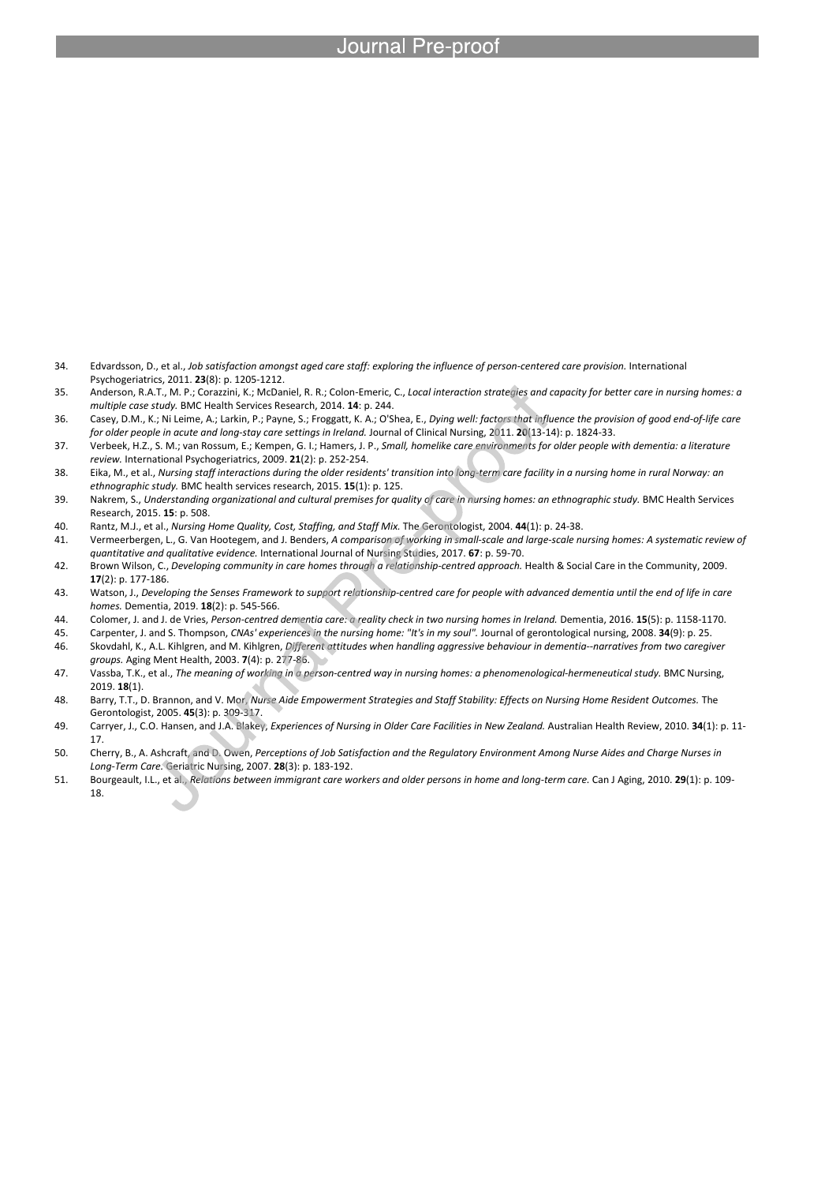34. Edvardsson, D., et al., *Job satisfaction amongst aged care staff: exploring the influence of person-centered care provision.* International Psychogeriatrics, 2011. **23**(8): p. 1205-1212.
35. Anderson, R.A.T., M. P.; Corazzini, K.; McDaniel, R. R.; Colon-Emeric, C., *Local interaction strategies and capacity for better care in nursing homes: a multiple case study.* BMC Health Services Research, 2014. **14**: p. 244.
36. Casey, D.M., K.; Ni Leime, A.; Larkin, P.; Payne, S.; Froggatt, K. A.; O'Shea, E., *Dying well: factors that influence the provision of good end-of-life care for older people in acute and long-stay care settings in Ireland.* Journal of Clinical Nursing, 2011. **20**(13-14): p. 1824-33.
37. Verbeek, H.Z., S. M.; van Rossum, E.; Kempen, G. I.; Hamers, J. P., *Small, homelike care environments for older people with dementia: a literature review.* International Psychogeriatrics, 2009. **21**(2): p. 252-254.
38. Eika, M., et al., *Nursing staff interactions during the older residents' transition into long-term care facility in a nursing home in rural Norway: an ethnographic study.* BMC health services research, 2015. **15**(1): p. 125.
39. Nakrem, S., *Understanding organizational and cultural premises for quality of care in nursing homes: an ethnographic study.* BMC Health Services Research, 2015. **15**: p. 508.
40. Rantz, M.J., et al., *Nursing Home Quality, Cost, Staffing, and Staff Mix.* The Gerontologist, 2004. **44**(1): p. 24-38.
41. Vermeerbergen, L., G. Van Hootegem, and J. Benders, *A comparison of working in small-scale and large-scale nursing homes: A systematic review of quantitative and qualitative evidence.* International Journal of Nursing Studies, 2017. **67**: p. 59-70.
42. Brown Wilson, C., *Developing community in care homes through a relationship-centred approach.* Health & Social Care in the Community, 2009. **17**(2): p. 177-186.
43. Watson, J., *Developing the Senses Framework to support relationship-centred care for people with advanced dementia until the end of life in care homes.* Dementia, 2019. **18**(2): p. 545-566.
44. Colomer, J. and J. de Vries, *Person-centred dementia care: a reality check in two nursing homes in Ireland.* Dementia, 2016. **15**(5): p. 1158-1170.
45. Carpenter, J. and S. Thompson, *CNAs' experiences in the nursing home: "It's in my soul".* Journal of gerontological nursing, 2008. **34**(9): p. 25.
46. Skovdahl, K., A.L. Kihlgren, and M. Kihlgren, *Different attitudes when handling aggressive behaviour in dementia--narratives from two caregiver groups.* Aging Ment Health, 2003. **7**(4): p. 277-86.
47. Vassba, T.K., et al., *The meaning of working in a person-centred way in nursing homes: a phenomenological-hermeneutical study.* BMC Nursing, 2019. **18**(1).
48. Barry, T.T., D. Brannon, and V. Mor, *Nurse Aide Empowerment Strategies and Staff Stability: Effects on Nursing Home Resident Outcomes.* The Gerontologist, 2005. **45**(3): p. 309-317.
49. Carryer, J., C.O. Hansen, and J.A. Blakey, *Experiences of Nursing in Older Care Facilities in New Zealand.* Australian Health Review, 2010. **34**(1): p. 11-17.
50. Cherry, B., A. Ashcraft, and D. Owen, *Perceptions of Job Satisfaction and the Regulatory Environment Among Nurse Aides and Charge Nurses in Long-Term Care.* Geriatric Nursing, 2007. **28**(3): p. 183-192.
51. Bourgeault, I.L., et al., *Relations between immigrant care workers and older persons in home and long-term care.* Can J Aging, 2010. **29**(1): p. 109-18.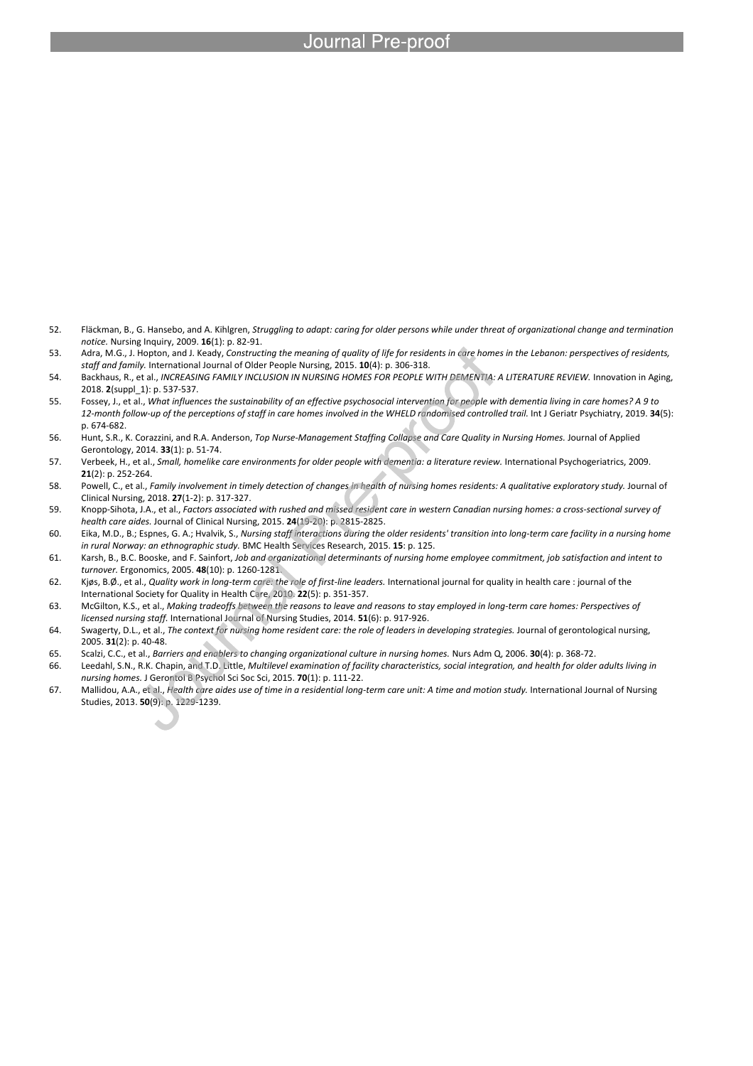52. Fläckman, B., G. Hansebo, and A. Kihlgren, *Struggling to adapt: caring for older persons while under threat of organizational change and termination notice.* Nursing Inquiry, 2009. **16**(1): p. 82-91.
53. Adra, M.G., J. Hopton, and J. Keady, *Constructing the meaning of quality of life for residents in care homes in the Lebanon: perspectives of residents, staff and family.* International Journal of Older People Nursing, 2015. **10**(4): p. 306-318.
54. Backhaus, R., et al., *INCREASING FAMILY INCLUSION IN NURSING HOMES FOR PEOPLE WITH DEMENTIA: A LITERATURE REVIEW.* Innovation in Aging, 2018. **2**(suppl_1): p. 537-537.
55. Fossey, J., et al., *What influences the sustainability of an effective psychosocial intervention for people with dementia living in care homes? A 9 to 12-month follow-up of the perceptions of staff in care homes involved in the WHELD randomised controlled trail.* Int J Geriatr Psychiatry, 2019. **34**(5): p. 674-682.
56. Hunt, S.R., K. Corazzini, and R.A. Anderson, *Top Nurse-Management Staffing Collapse and Care Quality in Nursing Homes.* Journal of Applied Gerontology, 2014. **33**(1): p. 51-74.
57. Verbeek, H., et al., *Small, homelike care environments for older people with dementia: a literature review.* International Psychogeriatrics, 2009. **21**(2): p. 252-264.
58. Powell, C., et al., *Family involvement in timely detection of changes in health of nursing homes residents: A qualitative exploratory study.* Journal of Clinical Nursing, 2018. **27**(1-2): p. 317-327.
59. Knopp-Sihota, J.A., et al., *Factors associated with rushed and missed resident care in western Canadian nursing homes: a cross-sectional survey of health care aides.* Journal of Clinical Nursing, 2015. **24**(19-20): p. 2815-2825.
60. Eika, M.D., B; Espnes, G. A.; Hvalvik, S., *Nursing staff interactions during the older residents' transition into long-term care facility in a nursing home in rural Norway: an ethnographic study.* BMC Health Services Research, 2015. **15**: p. 125.
61. Karsh, B., B.C. Booske, and F. Sainfort, *Job and organizational determinants of nursing home employee commitment, job satisfaction and intent to turnover.* Ergonomics, 2005. **48**(10): p. 1260-1281.
62. Kjøs, B.Ø., et al., *Quality work in long-term care: the role of first-line leaders.* International journal for quality in health care : journal of the International Society for Quality in Health Care, 2010. **22**(5): p. 351-357.
63. McGilton, K.S., et al., *Making tradeoffs between the reasons to leave and reasons to stay employed in long-term care homes: Perspectives of licensed nursing staff.* International Journal of Nursing Studies, 2014. **51**(6): p. 917-926.
64. Swagerty, D.L., et al., *The context for nursing home resident care: the role of leaders in developing strategies.* Journal of gerontological nursing, 2005. **31**(2): p. 40-48.
65. Scalzi, C.C., et al., *Barriers and enablers to changing organizational culture in nursing homes.* Nurs Adm Q, 2006. **30**(4): p. 368-72.
66. Leedahl, S.N., R.K. Chapin, and T.D. Little, *Multilevel examination of facility characteristics, social integration, and health for older adults living in nursing homes.* J Gerontol B Psychol Sci Soc Sci, 2015. **70**(1): p. 111-22.
67. Mallidou, A.A., et al., *Health care aides use of time in a residential long-term care unit: A time and motion study.* International Journal of Nursing Studies, 2013. **50**(9): p. 1229-1239.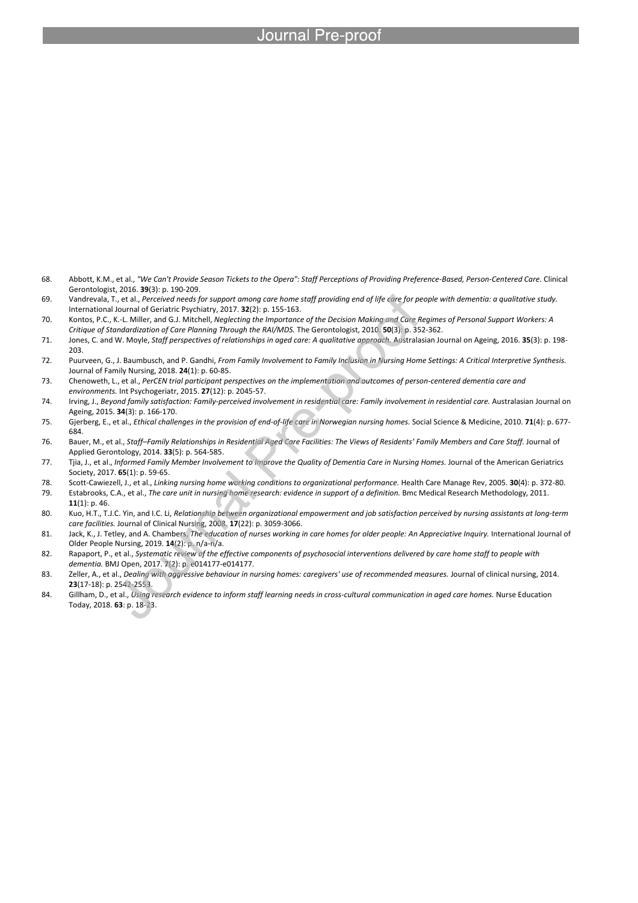68. Abbott, K.M., et al., *"We Can't Provide Season Tickets to the Opera": Staff Perceptions of Providing Preference-Based, Person-Centered Care.* Clinical Gerontologist, 2016. **39**(3): p. 190-209.
69. Vandrevala, T., et al., *Perceived needs for support among care home staff providing end of life care for people with dementia: a qualitative study.* International Journal of Geriatric Psychiatry, 2017. **32**(2): p. 155-163.
70. Kontos, P.C., K.-L. Miller, and G.J. Mitchell, *Neglecting the Importance of the Decision Making and Care Regimes of Personal Support Workers: A Critique of Standardization of Care Planning Through the RAI/MDS.* The Gerontologist, 2010. **50**(3): p. 352-362.
71. Jones, C. and W. Moyle, *Staff perspectives of relationships in aged care: A qualitative approach.* Australasian Journal on Ageing, 2016. **35**(3): p. 198-203.
72. Puurveen, G., J. Baumbusch, and P. Gandhi, *From Family Involvement to Family Inclusion in Nursing Home Settings: A Critical Interpretive Synthesis.* Journal of Family Nursing, 2018. **24**(1): p. 60-85.
73. Chenoweth, L., et al., *PerCEN trial participant perspectives on the implementation and outcomes of person-centered dementia care and environments.* Int Psychogeriatr, 2015. **27**(12): p. 2045-57.
74. Irving, J., *Beyond family satisfaction: Family-perceived involvement in residential care: Family involvement in residential care.* Australasian Journal on Ageing, 2015. **34**(3): p. 166-170.
75. Gjerberg, E., et al., *Ethical challenges in the provision of end-of-life care in Norwegian nursing homes.* Social Science & Medicine, 2010. **71**(4): p. 677-684.
76. Bauer, M., et al., *Staff–Family Relationships in Residential Aged Care Facilities: The Views of Residents' Family Members and Care Staff.* Journal of Applied Gerontology, 2014. **33**(5): p. 564-585.
77. Tjia, J., et al., *Informed Family Member Involvement to Improve the Quality of Dementia Care in Nursing Homes.* Journal of the American Geriatrics Society, 2017. **65**(1): p. 59-65.
78. Scott-Cawiezell, J., et al., *Linking nursing home working conditions to organizational performance.* Health Care Manage Rev, 2005. **30**(4): p. 372-80.
79. Estabrooks, C.A., et al., *The care unit in nursing home research: evidence in support of a definition.* Bmc Medical Research Methodology, 2011. **11**(1): p. 46.
80. Kuo, H.T., T.J.C. Yin, and I.C. Li, *Relationship between organizational empowerment and job satisfaction perceived by nursing assistants at long-term care facilities.* Journal of Clinical Nursing, 2008. **17**(22): p. 3059-3066.
81. Jack, K., J. Tetley, and A. Chambers, *The education of nurses working in care homes for older people: An Appreciative Inquiry.* International Journal of Older People Nursing, 2019. **14**(2): p. n/a-n/a.
82. Rapaport, P., et al., *Systematic review of the effective components of psychosocial interventions delivered by care home staff to people with dementia.* BMJ Open, 2017. 7(2): p. e014177-e014177.
83. Zeller, A., et al., *Dealing with aggressive behaviour in nursing homes: caregivers' use of recommended measures.* Journal of clinical nursing, 2014. **23**(17-18): p. 2542-2553.
84. Gillham, D., et al., *Using research evidence to inform staff learning needs in cross-cultural communication in aged care homes.* Nurse Education Today, 2018. **63**: p. 18-23.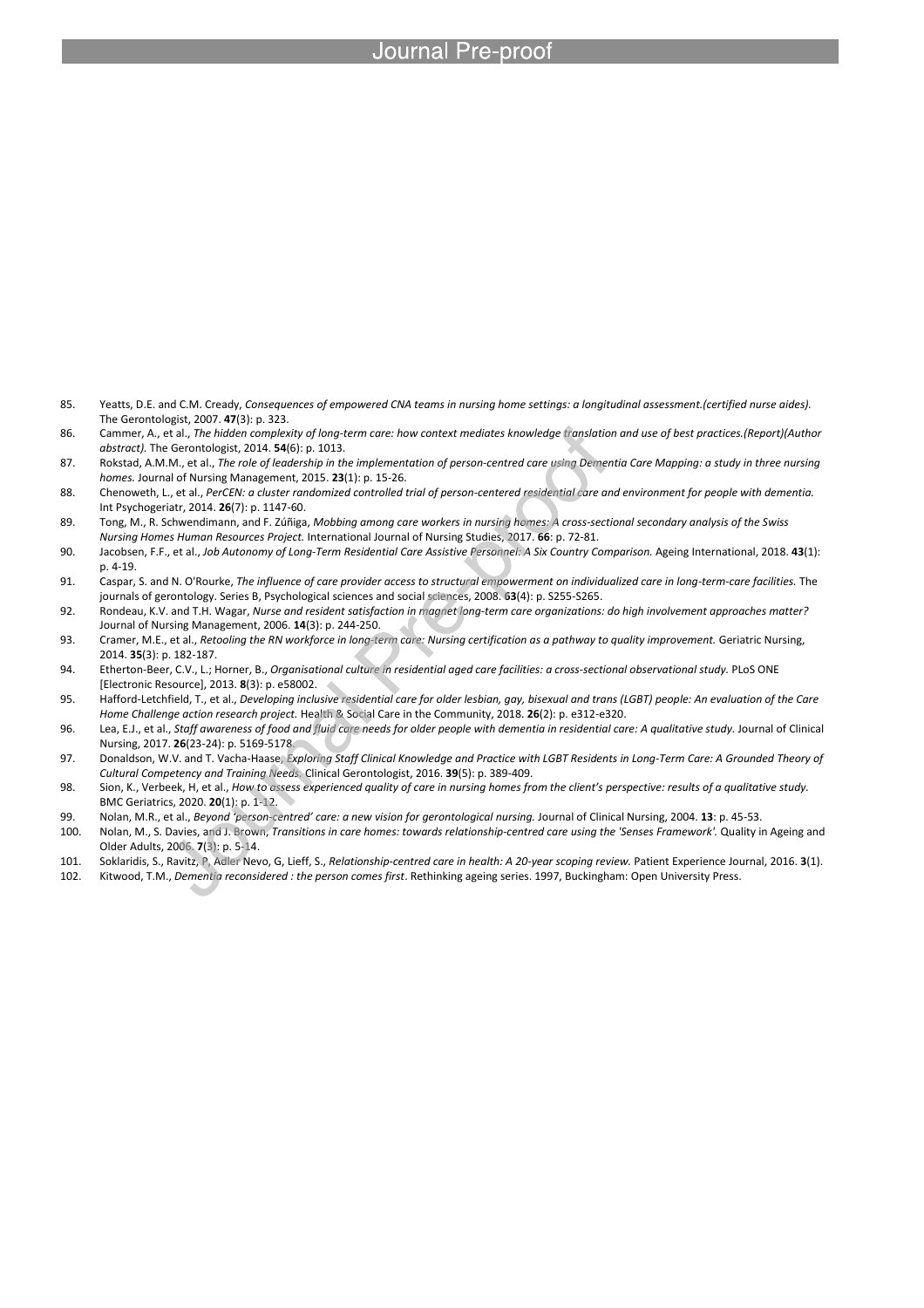85. Yeatts, D.E. and C.M. Cready, *Consequences of empowered CNA teams in nursing home settings: a longitudinal assessment.(certified nurse aides).* The Gerontologist, 2007. **47**(3): p. 323.
86. Cammer, A., et al., *The hidden complexity of long-term care: how context mediates knowledge translation and use of best practices.(Report)(Author abstract).* The Gerontologist, 2014. **54**(6): p. 1013.
87. Rokstad, A.M.M., et al., *The role of leadership in the implementation of person-centred care using Dementia Care Mapping: a study in three nursing homes.* Journal of Nursing Management, 2015. **23**(1): p. 15-26.
88. Chenoweth, L., et al., *PerCEN: a cluster randomized controlled trial of person-centered residential care and environment for people with dementia.* Int Psychogeriatr, 2014. **26**(7): p. 1147-60.
89. Tong, M., R. Schwendimann, and F. Zúñiga, *Mobbing among care workers in nursing homes: A cross-sectional secondary analysis of the Swiss Nursing Homes Human Resources Project.* International Journal of Nursing Studies, 2017. **66**: p. 72-81.
90. Jacobsen, F.F., et al., *Job Autonomy of Long-Term Residential Care Assistive Personnel: A Six Country Comparison.* Ageing International, 2018. **43**(1): p. 4-19.
91. Caspar, S. and N. O'Rourke, *The influence of care provider access to structural empowerment on individualized care in long-term-care facilities.* The journals of gerontology. Series B, Psychological sciences and social sciences, 2008. **63**(4): p. S255-S265.
92. Rondeau, K.V. and T.H. Wagar, *Nurse and resident satisfaction in magnet long-term care organizations: do high involvement approaches matter?* Journal of Nursing Management, 2006. **14**(3): p. 244-250.
93. Cramer, M.E., et al., *Retooling the RN workforce in long-term care: Nursing certification as a pathway to quality improvement.* Geriatric Nursing, 2014. **35**(3): p. 182-187.
94. Etherton-Beer, C.V., L.; Horner, B., *Organisational culture in residential aged care facilities: a cross-sectional observational study.* PLoS ONE [Electronic Resource], 2013. **8**(3): p. e58002.
95. Hafford-Letchfield, T., et al., *Developing inclusive residential care for older lesbian, gay, bisexual and trans (LGBT) people: An evaluation of the Care Home Challenge action research project.* Health & Social Care in the Community, 2018. **26**(2): p. e312-e320.
96. Lea, E.J., et al., *Staff awareness of food and fluid care needs for older people with dementia in residential care: A qualitative study.* Journal of Clinical Nursing, 2017. **26**(23-24): p. 5169-5178.
97. Donaldson, W.V. and T. Vacha-Haase, *Exploring Staff Clinical Knowledge and Practice with LGBT Residents in Long-Term Care: A Grounded Theory of Cultural Competency and Training Needs.* Clinical Gerontologist, 2016. **39**(5): p. 389-409.
98. Sion, K., Verbeek, H, et al., *How to assess experienced quality of care in nursing homes from the client's perspective: results of a qualitative study.* BMC Geriatrics, 2020. **20**(1): p. 1-12.
99. Nolan, M.R., et al., *Beyond 'person-centred' care: a new vision for gerontological nursing.* Journal of Clinical Nursing, 2004. **13**: p. 45-53.
100. Nolan, M., S. Davies, and J. Brown, *Transitions in care homes: towards relationship-centred care using the 'Senses Framework'.* Quality in Ageing and Older Adults, 2006. **7**(3): p. 5-14.
101. Soklaridis, S., Ravitz, P, Adler Nevo, G, Lieff, S., *Relationship-centred care in health: A 20-year scoping review.* Patient Experience Journal, 2016. **3**(1).
102. Kitwood, T.M., *Dementia reconsidered : the person comes first*. Rethinking ageing series. 1997, Buckingham: Open University Press.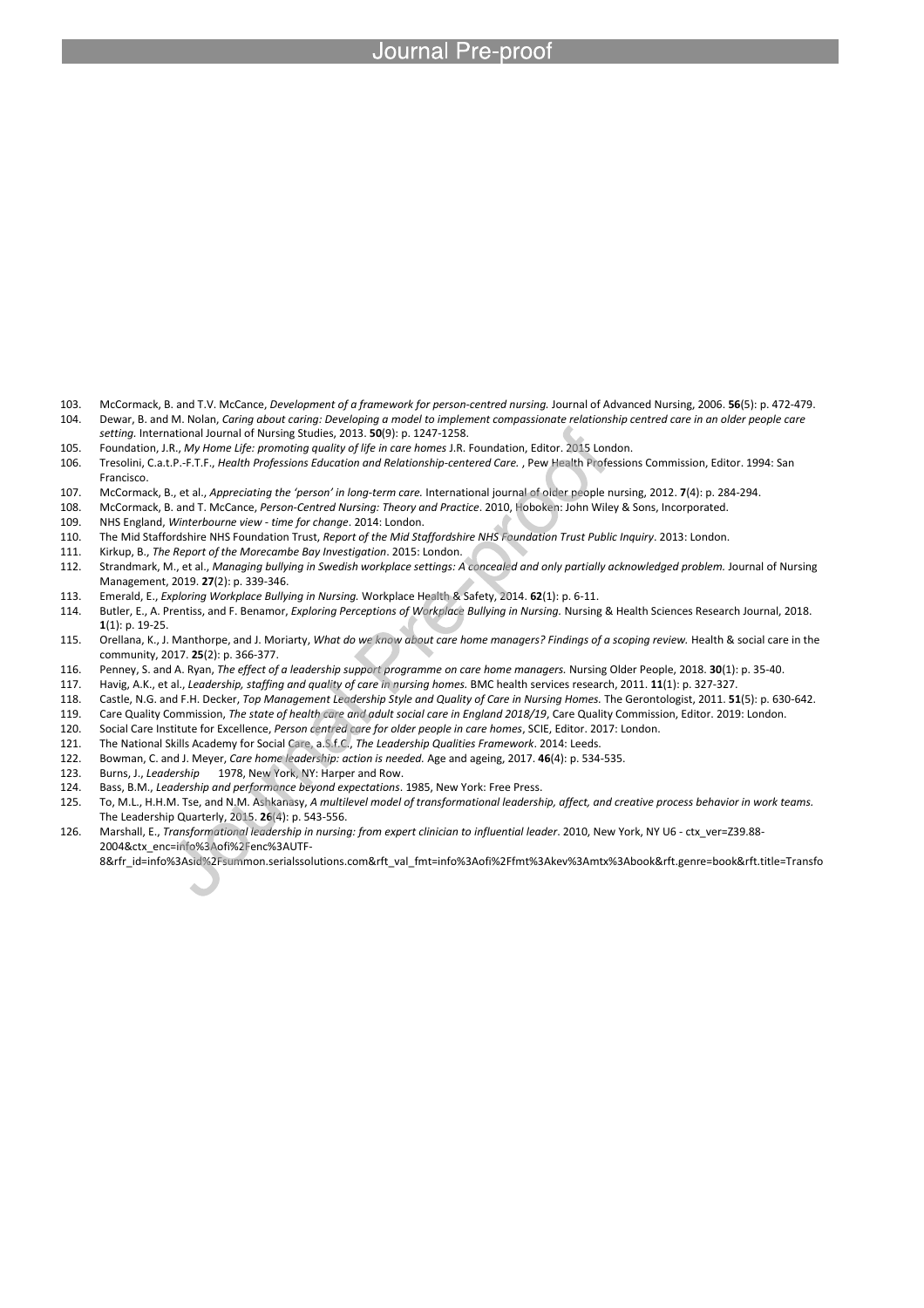103. McCormack, B. and T.V. McCance, *Development of a framework for person-centred nursing.* Journal of Advanced Nursing, 2006. **56**(5): p. 472-479.
104. Dewar, B. and M. Nolan, *Caring about caring: Developing a model to implement compassionate relationship centred care in an older people care setting.* International Journal of Nursing Studies, 2013. **50**(9): p. 1247-1258.
105. Foundation, J.R., *My Home Life: promoting quality of life in care homes* J.R. Foundation, Editor. 2015 London.
106. Tresolini, C.a.t.P.-F.T.F., *Health Professions Education and Relationship-centered Care.* , Pew Health Professions Commission, Editor. 1994: San Francisco.
107. McCormack, B., et al., *Appreciating the 'person' in long-term care.* International journal of older people nursing, 2012. **7**(4): p. 284-294.
108. McCormack, B. and T. McCance, *Person-Centred Nursing: Theory and Practice*. 2010, Hoboken: John Wiley & Sons, Incorporated.
109. NHS England, *Winterbourne view - time for change*. 2014: London.
110. The Mid Staffordshire NHS Foundation Trust, *Report of the Mid Staffordshire NHS Foundation Trust Public Inquiry*. 2013: London.
111. Kirkup, B., *The Report of the Morecambe Bay Investigation*. 2015: London.
112. Strandmark, M., et al., *Managing bullying in Swedish workplace settings: A concealed and only partially acknowledged problem.* Journal of Nursing Management, 2019. **27**(2): p. 339-346.
113. Emerald, E., *Exploring Workplace Bullying in Nursing.* Workplace Health & Safety, 2014. **62**(1): p. 6-11.
114. Butler, E., A. Prentiss, and F. Benamor, *Exploring Perceptions of Workplace Bullying in Nursing.* Nursing & Health Sciences Research Journal, 2018. **1**(1): p. 19-25.
115. Orellana, K., J. Manthorpe, and J. Moriarty, *What do we know about care home managers? Findings of a scoping review.* Health & social care in the community, 2017. **25**(2): p. 366-377.
116. Penney, S. and A. Ryan, *The effect of a leadership support programme on care home managers.* Nursing Older People, 2018. **30**(1): p. 35-40.
117. Havig, A.K., et al., *Leadership, staffing and quality of care in nursing homes.* BMC health services research, 2011. **11**(1): p. 327-327.
118. Castle, N.G. and F.H. Decker, *Top Management Leadership Style and Quality of Care in Nursing Homes.* The Gerontologist, 2011. **51**(5): p. 630-642.
119. Care Quality Commission, *The state of health care and adult social care in England 2018/19*, Care Quality Commission, Editor. 2019: London.
120. Social Care Institute for Excellence, *Person centred care for older people in care homes*, SCIE, Editor. 2017: London.
121. The National Skills Academy for Social Care, a.S.f.C., *The Leadership Qualities Framework*. 2014: Leeds.
122. Bowman, C. and J. Meyer, *Care home leadership: action is needed.* Age and ageing, 2017. **46**(4): p. 534-535.
123. Burns, J., *Leadership* 1978, New York, NY: Harper and Row.
124. Bass, B.M., *Leadership and performance beyond expectations*. 1985, New York: Free Press.
125. To, M.L., H.H.M. Tse, and N.M. Ashkanasy, *A multilevel model of transformational leadership, affect, and creative process behavior in work teams.* The Leadership Quarterly, 2015. **26**(4): p. 543-556.
126. Marshall, E., *Transformational leadership in nursing: from expert clinician to influential leader*. 2010, New York, NY U6 - ctx_ver=Z39.88-2004&ctx_enc=info%3Aofi%2Fenc%3AUTF-8&rfr_id=info%3Asid%2Fsummon.serialssolutions.com&rft_val_fmt=info%3Aofi%2Ffmt%3Akev%3Amtx%3Abook&rft.genre=book&rft.title=Transfo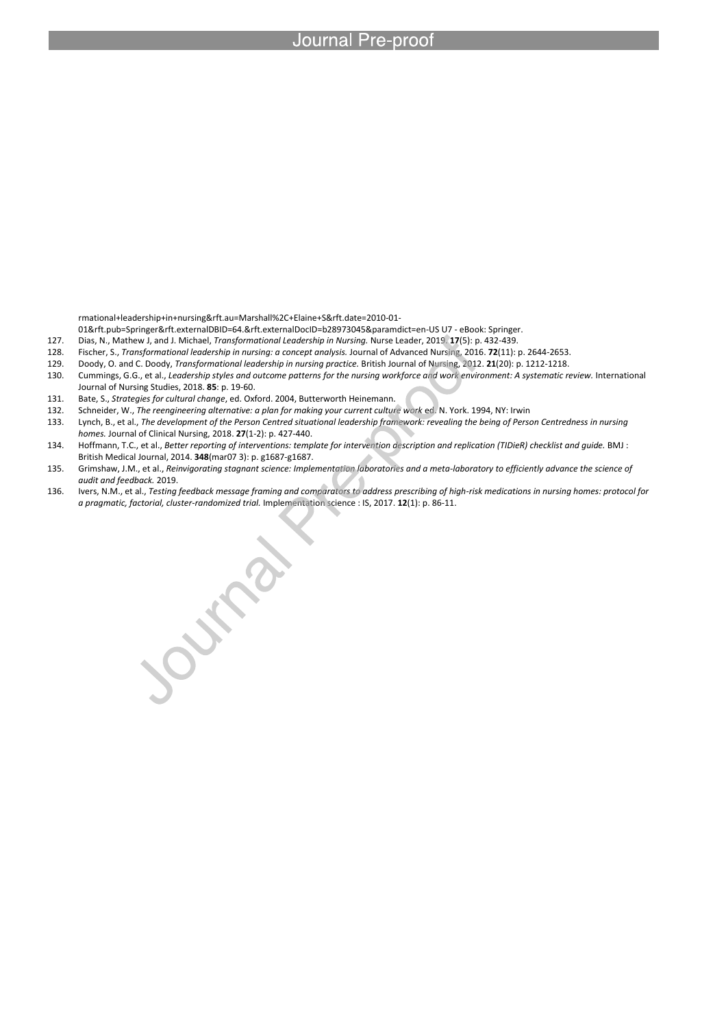rmational+leadership+in+nursing&rft.au=Marshall%2C+Elaine+S&rft.date=2010-01-01&rft.pub=Springer&rft.externalDBID=64.&rft.externalDocID=b28973045&paramdict=en-US U7 - eBook: Springer.

127. Dias, N., Mathew J, and J. Michael, *Transformational Leadership in Nursing.* Nurse Leader, 2019. **17**(5): p. 432-439.
128. Fischer, S., *Transformational leadership in nursing: a concept analysis.* Journal of Advanced Nursing, 2016. **72**(11): p. 2644-2653.
129. Doody, O. and C. Doody, *Transformational leadership in nursing practice.* British Journal of Nursing, 2012. **21**(20): p. 1212-1218.
130. Cummings, G.G., et al., *Leadership styles and outcome patterns for the nursing workforce and work environment: A systematic review.* International Journal of Nursing Studies, 2018. **85**: p. 19-60.
131. Bate, S., *Strategies for cultural change*, ed. Oxford. 2004, Butterworth Heinemann.
132. Schneider, W., *The reengineering alternative: a plan for making your current culture work* ed. N. York. 1994, NY: Irwin
133. Lynch, B., et al., *The development of the Person Centred situational leadership framework: revealing the being of Person Centredness in nursing homes.* Journal of Clinical Nursing, 2018. **27**(1-2): p. 427-440.
134. Hoffmann, T.C., et al., *Better reporting of interventions: template for intervention description and replication (TIDieR) checklist and guide.* BMJ : British Medical Journal, 2014. **348**(mar07 3): p. g1687-g1687.
135. Grimshaw, J.M., et al., *Reinvigorating stagnant science: Implementation laboratories and a meta-laboratory to efficiently advance the science of audit and feedback.* 2019.
136. Ivers, N.M., et al., *Testing feedback message framing and comparators to address prescribing of high-risk medications in nursing homes: protocol for a pragmatic, factorial, cluster-randomized trial.* Implementation science : IS, 2017. **12**(1): p. 86-11.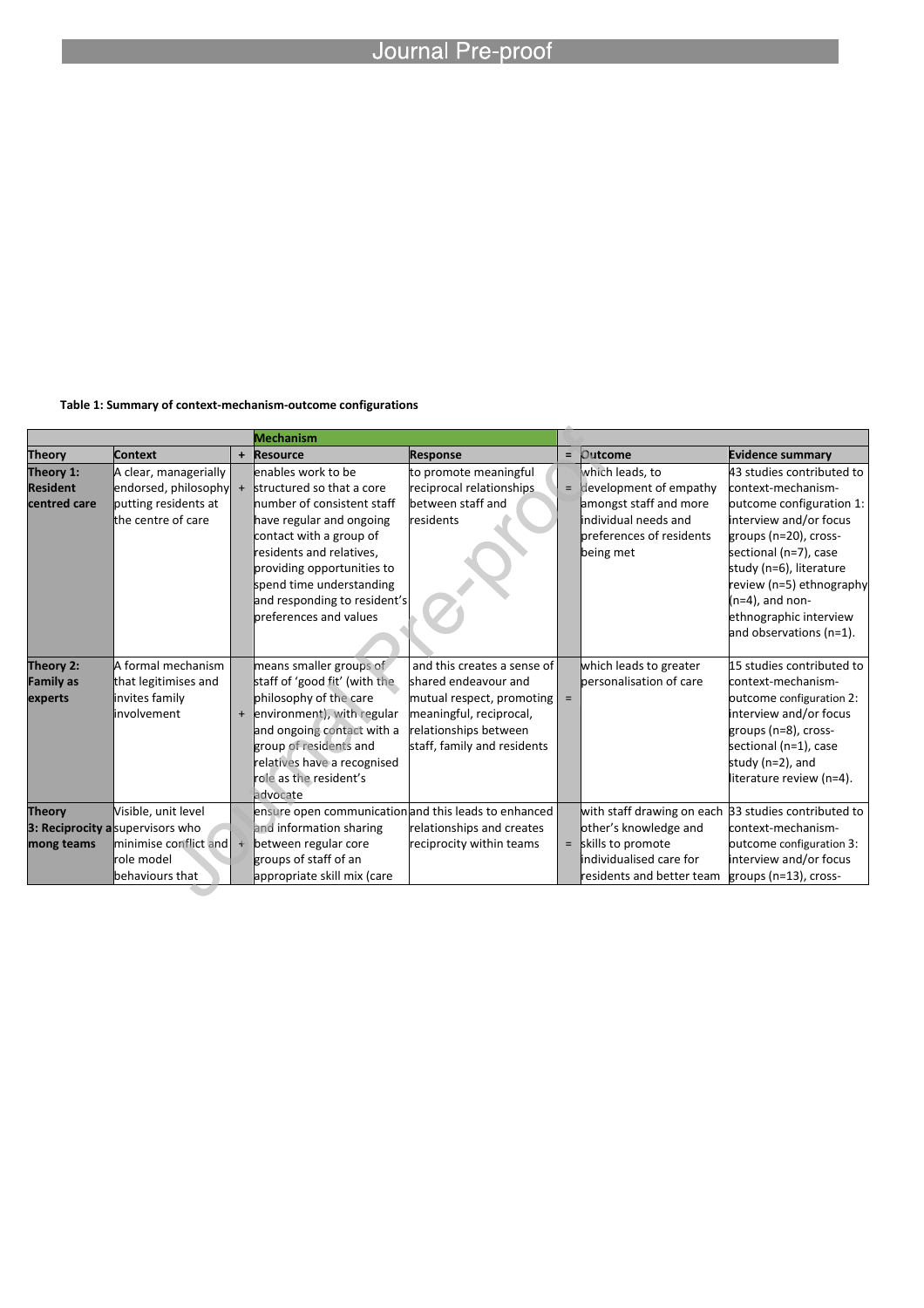**Table 1: Summary of context-mechanism-outcome configurations**

| | | | Mechanism | | | | |
|---|---|---|---|---|---|---|---|
| **Theory** | **Context** | **+** | **Resource** | **Response** | **=** | **Outcome** | **Evidence summary** |
| **Theory 1: Resident centred care** | A clear, managerially endorsed, philosophy putting residents at the centre of care | + | enables work to be structured so that a core number of consistent staff have regular and ongoing contact with a group of residents and relatives, providing opportunities to spend time understanding and responding to resident's preferences and values | to promote meaningful reciprocal relationships between staff and residents | = | which leads, to development of empathy amongst staff and more individual needs and preferences of residents being met | 43 studies contributed to context-mechanism-outcome configuration 1: interview and/or focus groups (n=20), cross-sectional (n=7), case study (n=6), literature review (n=5) ethnography (n=4), and non-ethnographic interview and observations (n=1). |
| **Theory 2: Family as experts** | A formal mechanism that legitimises and invites family involvement | + | means smaller groups of staff of 'good fit' (with the philosophy of the care environment), with regular and ongoing contact with a group of residents and relatives have a recognised role as the resident's advocate | and this creates a sense of shared endeavour and mutual respect, promoting meaningful, reciprocal, relationships between staff, family and residents | = | which leads to greater personalisation of care | 15 studies contributed to context-mechanism-outcome configuration 2: interview and/or focus groups (n=8), cross-sectional (n=1), case study (n=2), and literature review (n=4). |
| **Theory 3: Reciprocity among teams** | Visible, unit level supervisors who minimise conflict and role model behaviours that | + | ensure open communication and information sharing between regular core groups of staff of an appropriate skill mix (care | and this leads to enhanced relationships and creates reciprocity within teams | = | with staff drawing on each other's knowledge and skills to promote individualised care for residents and better team | 33 studies contributed to context-mechanism-outcome configuration 3: interview and/or focus groups (n=13), cross- |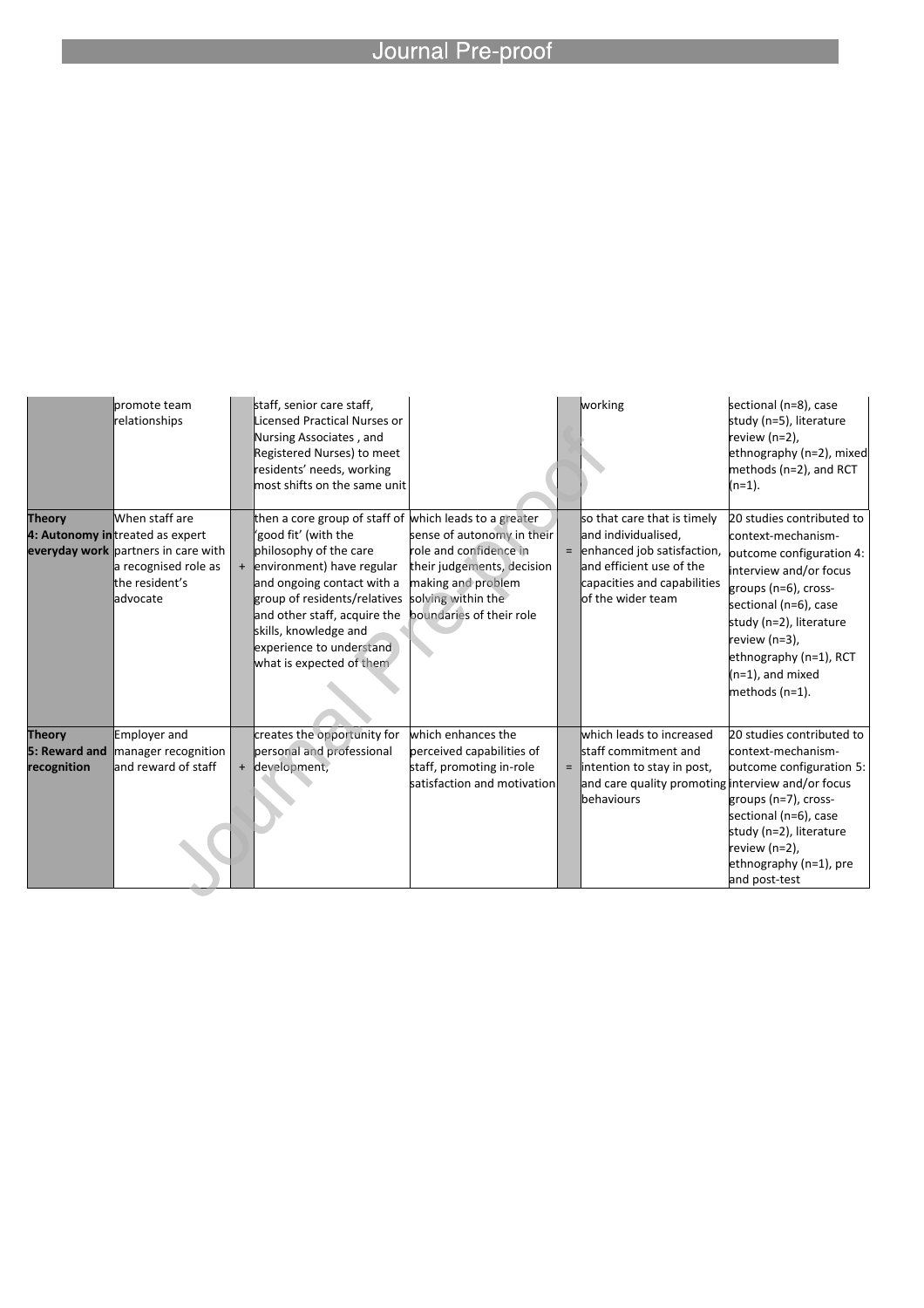| | promote team relationships | | staff, senior care staff, Licensed Practical Nurses or Nursing Associates , and Registered Nurses) to meet residents' needs, working most shifts on the same unit | | | working | sectional (n=8), case study (n=5), literature review (n=2), ethnography (n=2), mixed methods (n=2), and RCT (n=1). |
|---|---|---|---|---|---|---|---|
| **Theory 4: Autonomy in everyday work** | When staff are treated as expert partners in care with a recognised role as the resident's advocate | + | then a core group of staff of 'good fit' (with the philosophy of the care environment) have regular and ongoing contact with a group of residents/relatives and other staff, acquire the skills, knowledge and experience to understand what is expected of them | which leads to a greater sense of autonomy in their role and confidence in their judgements, decision making and problem solving within the boundaries of their role | = | so that care that is timely and individualised, enhanced job satisfaction, and efficient use of the capacities and capabilities of the wider team | 20 studies contributed to context-mechanism-outcome configuration 4: interview and/or focus groups (n=6), cross-sectional (n=6), case study (n=2), literature review (n=3), ethnography (n=1), RCT (n=1), and mixed methods (n=1). |
| **Theory 5: Reward and recognition** | Employer and manager recognition and reward of staff | + | creates the opportunity for personal and professional development, | which enhances the perceived capabilities of staff, promoting in-role satisfaction and motivation | = | which leads to increased staff commitment and intention to stay in post, and care quality promoting behaviours | 20 studies contributed to context-mechanism-outcome configuration 5: interview and/or focus groups (n=7), cross-sectional (n=6), case study (n=2), literature review (n=2), ethnography (n=1), pre and post-test |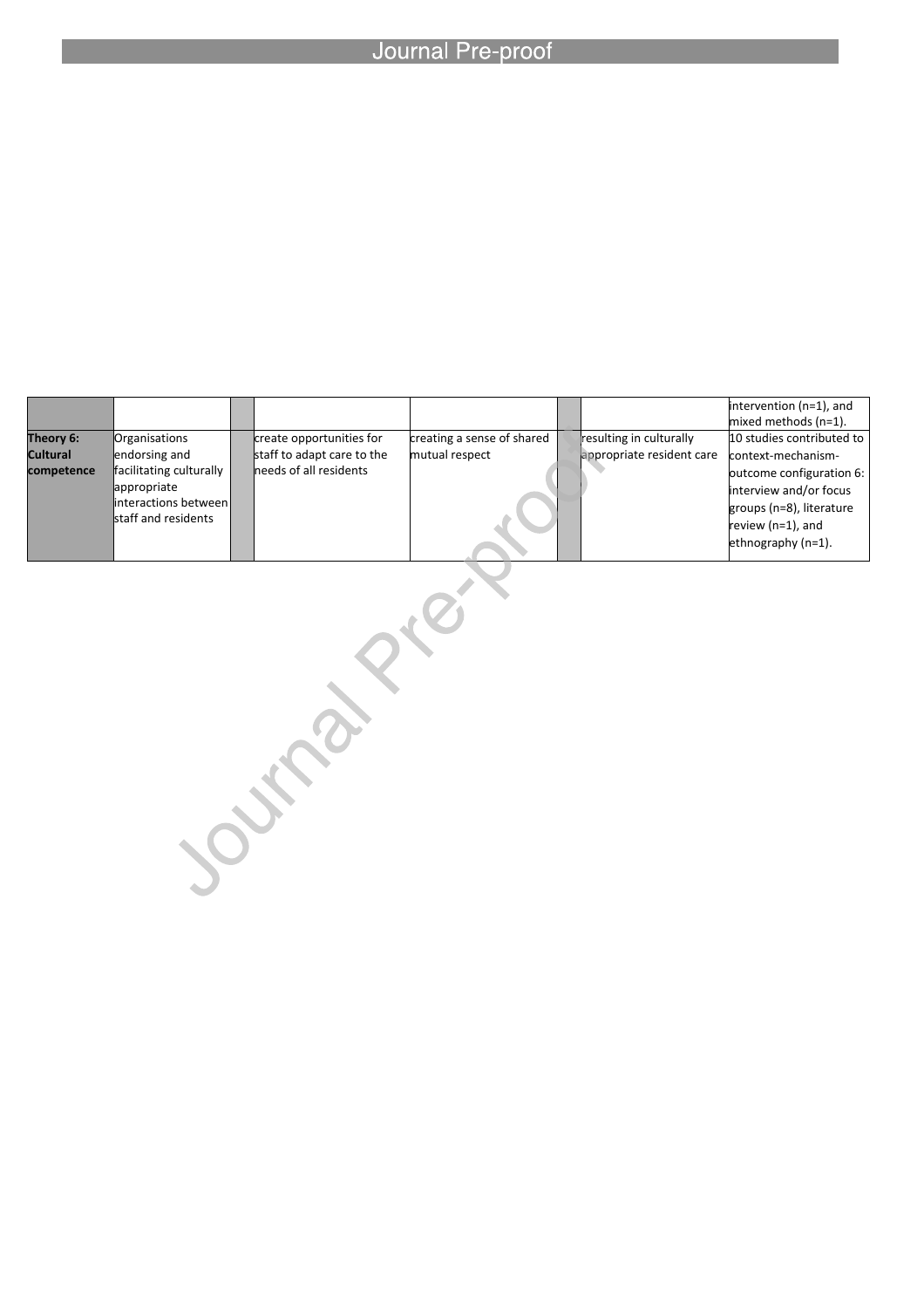| | | | | | | | |
|---|---|---|---|---|---|---|---|
| | | | | | | | intervention (n=1), and mixed methods (n=1). |
| **Theory 6: Cultural competence** | Organisations endorsing and facilitating culturally appropriate interactions between staff and residents | | create opportunities for staff to adapt care to the needs of all residents | creating a sense of shared mutual respect | | resulting in culturally appropriate resident care | 10 studies contributed to context-mechanism-outcome configuration 6: interview and/or focus groups (n=8), literature review (n=1), and ethnography (n=1). |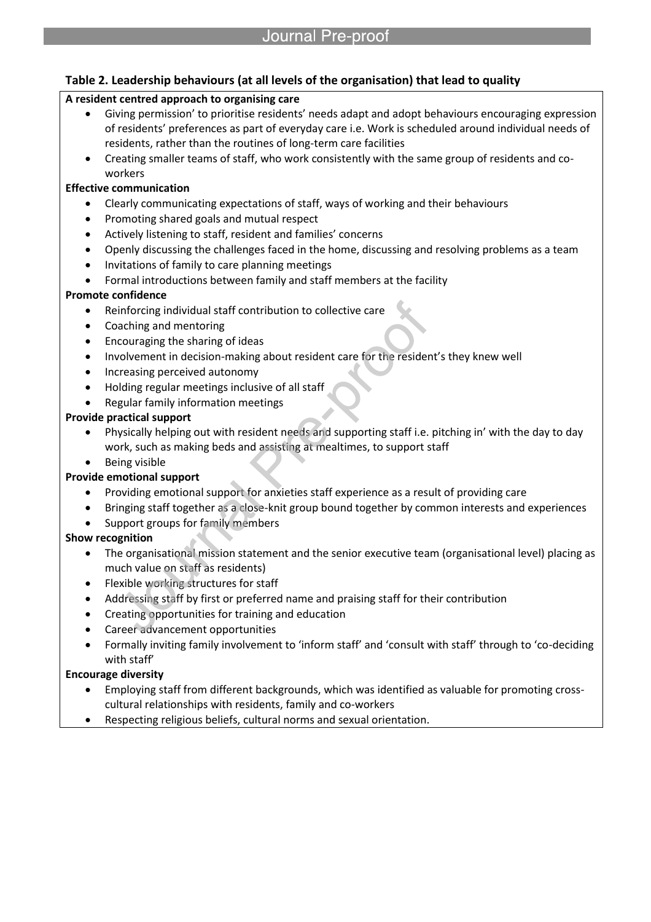**Table 2. Leadership behaviours (at all levels of the organisation) that lead to quality**

**A resident centred approach to organising care**

- Giving permission' to prioritise residents' needs adapt and adopt behaviours encouraging expression of residents' preferences as part of everyday care i.e. Work is scheduled around individual needs of residents, rather than the routines of long-term care facilities
- Creating smaller teams of staff, who work consistently with the same group of residents and co-workers

**Effective communication**

- Clearly communicating expectations of staff, ways of working and their behaviours
- Promoting shared goals and mutual respect
- Actively listening to staff, resident and families' concerns
- Openly discussing the challenges faced in the home, discussing and resolving problems as a team
- Invitations of family to care planning meetings
- Formal introductions between family and staff members at the facility

**Promote confidence**

- Reinforcing individual staff contribution to collective care
- Coaching and mentoring
- Encouraging the sharing of ideas
- Involvement in decision-making about resident care for the resident's they knew well
- Increasing perceived autonomy
- Holding regular meetings inclusive of all staff
- Regular family information meetings

**Provide practical support**

- Physically helping out with resident needs and supporting staff i.e. pitching in' with the day to day work, such as making beds and assisting at mealtimes, to support staff
- Being visible

**Provide emotional support**

- Providing emotional support for anxieties staff experience as a result of providing care
- Bringing staff together as a close-knit group bound together by common interests and experiences
- Support groups for family members

**Show recognition**

- The organisational mission statement and the senior executive team (organisational level) placing as much value on staff as residents)
- Flexible working structures for staff
- Addressing staff by first or preferred name and praising staff for their contribution
- Creating opportunities for training and education
- Career advancement opportunities
- Formally inviting family involvement to 'inform staff' and 'consult with staff' through to 'co-deciding with staff'

**Encourage diversity**

- Employing staff from different backgrounds, which was identified as valuable for promoting cross-cultural relationships with residents, family and co-workers
- Respecting religious beliefs, cultural norms and sexual orientation.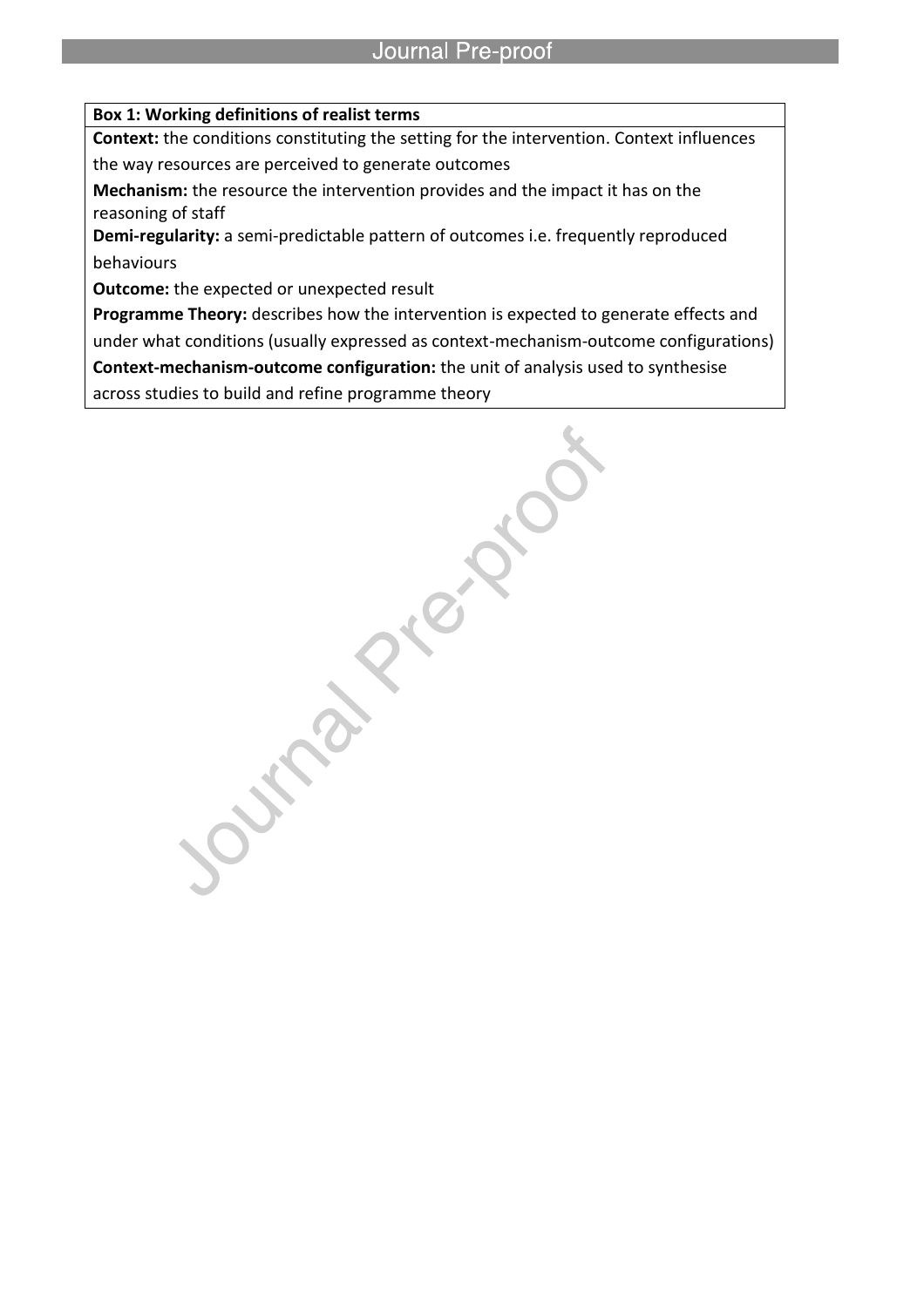**Box 1: Working definitions of realist terms**

**Context:** the conditions constituting the setting for the intervention. Context influences the way resources are perceived to generate outcomes

**Mechanism:** the resource the intervention provides and the impact it has on the reasoning of staff

**Demi-regularity:** a semi-predictable pattern of outcomes i.e. frequently reproduced behaviours

**Outcome:** the expected or unexpected result

**Programme Theory:** describes how the intervention is expected to generate effects and under what conditions (usually expressed as context-mechanism-outcome configurations)

**Context-mechanism-outcome configuration:** the unit of analysis used to synthesise across studies to build and refine programme theory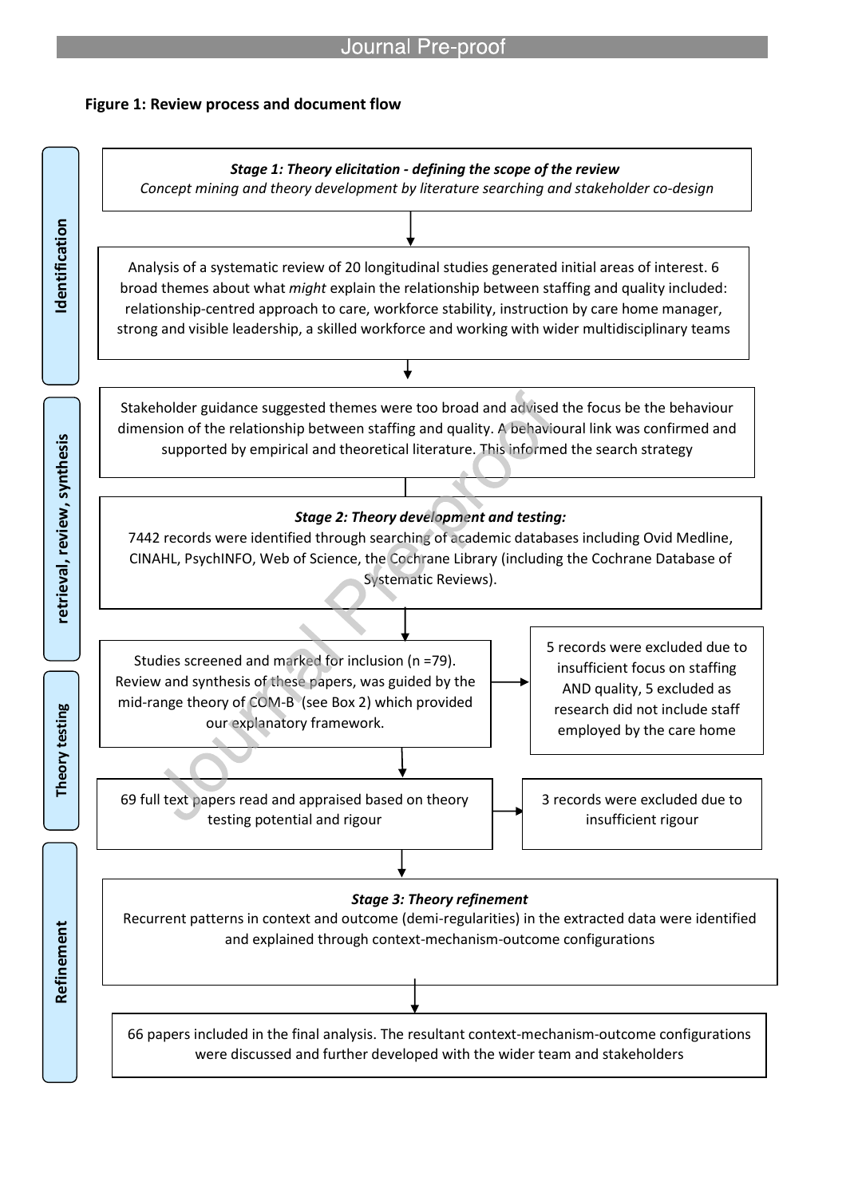**Figure 1: Review process and document flow**

**Identification**

***Stage 1: Theory elicitation - defining the scope of the review***
*Concept mining and theory development by literature searching and stakeholder co-design*

Analysis of a systematic review of 20 longitudinal studies generated initial areas of interest. 6 broad themes about what *might* explain the relationship between staffing and quality included: relationship-centred approach to care, workforce stability, instruction by care home manager, strong and visible leadership, a skilled workforce and working with wider multidisciplinary teams

**retrieval, review, synthesis**

Stakeholder guidance suggested themes were too broad and advised the focus be the behaviour dimension of the relationship between staffing and quality. A behavioural link was confirmed and supported by empirical and theoretical literature. This informed the search strategy

***Stage 2: Theory development and testing:***
7442 records were identified through searching of academic databases including Ovid Medline, CINAHL, PsychINFO, Web of Science, the Cochrane Library (including the Cochrane Database of Systematic Reviews).

**Theory testing**

Studies screened and marked for inclusion (n =79). Review and synthesis of these papers, was guided by the mid-range theory of COM-B (see Box 2) which provided our explanatory framework.

→ 5 records were excluded due to insufficient focus on staffing AND quality, 5 excluded as research did not include staff employed by the care home

69 full text papers read and appraised based on theory testing potential and rigour

→ 3 records were excluded due to insufficient rigour

**Refinement**

***Stage 3: Theory refinement***
Recurrent patterns in context and outcome (demi-regularities) in the extracted data were identified and explained through context-mechanism-outcome configurations

66 papers included in the final analysis. The resultant context-mechanism-outcome configurations were discussed and further developed with the wider team and stakeholders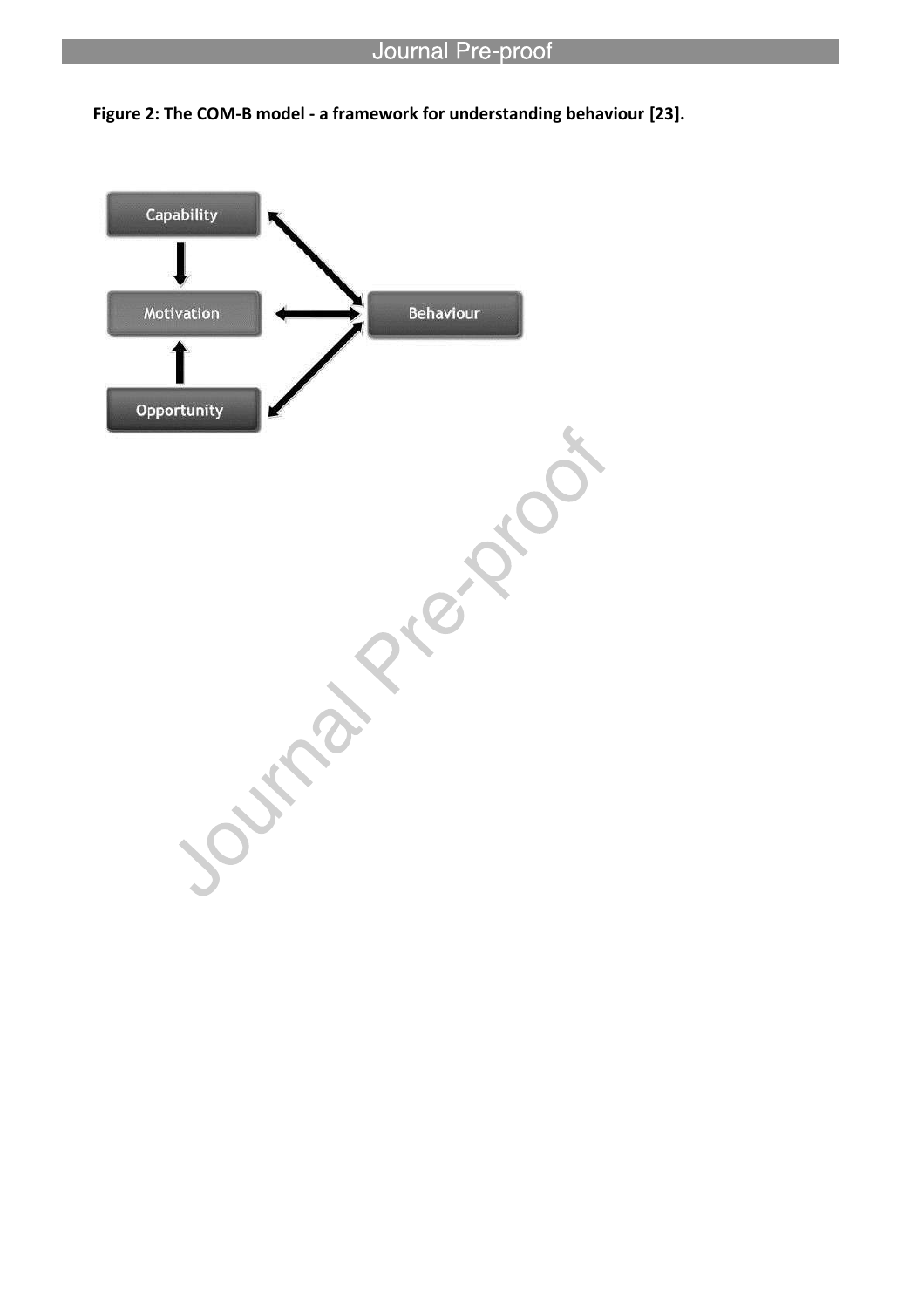**Figure 2: The COM-B model - a framework for understanding behaviour [23].**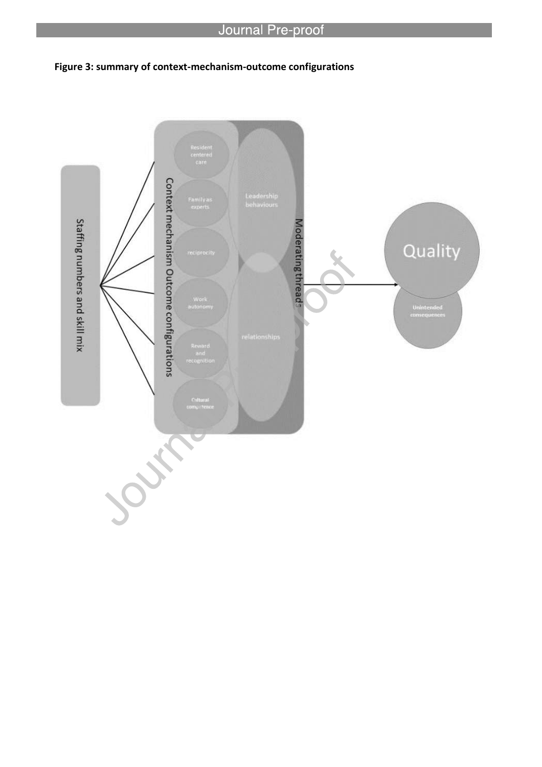**Figure 3: summary of context-mechanism-outcome configurations**

Staffing numbers and skill mix

Context mechanism Outcome configurations

Resident centered care

Family as experts

reciprocity

Work autonomy

Reward and recognition

Cultural competence

Moderating threads

Leadership behaviours

relationships

Quality

Unintended consequences